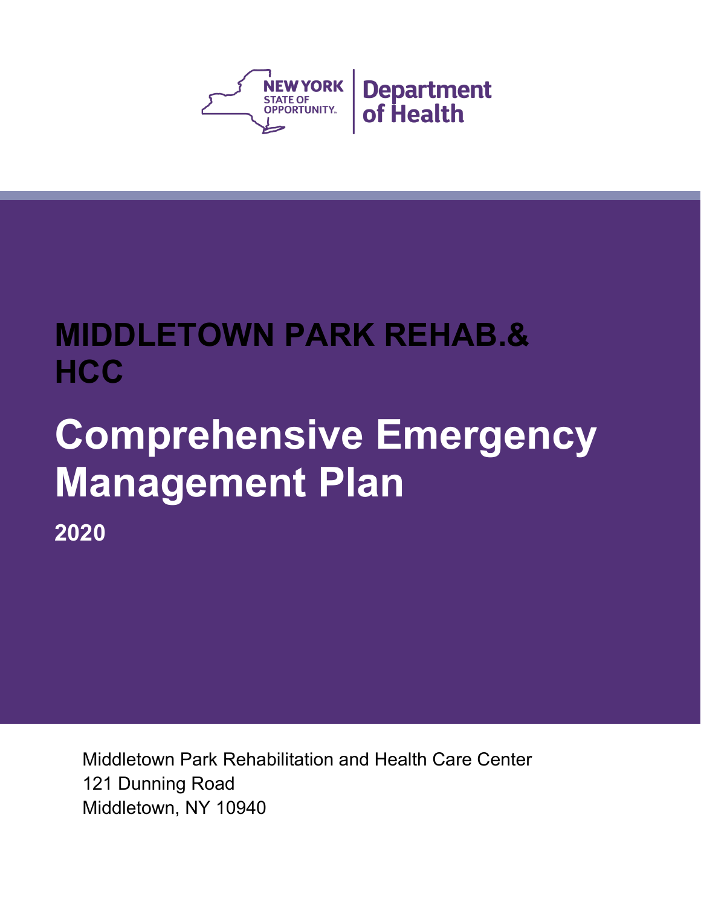NEW YORK STATE OF OPPORTUNITY | Department of Health

# MIDDLETOWN PARK REHAB.& HCC

# Comprehensive Emergency Management Plan

**2020**

Middletown Park Rehabilitation and Health Care Center
121 Dunning Road
Middletown, NY 10940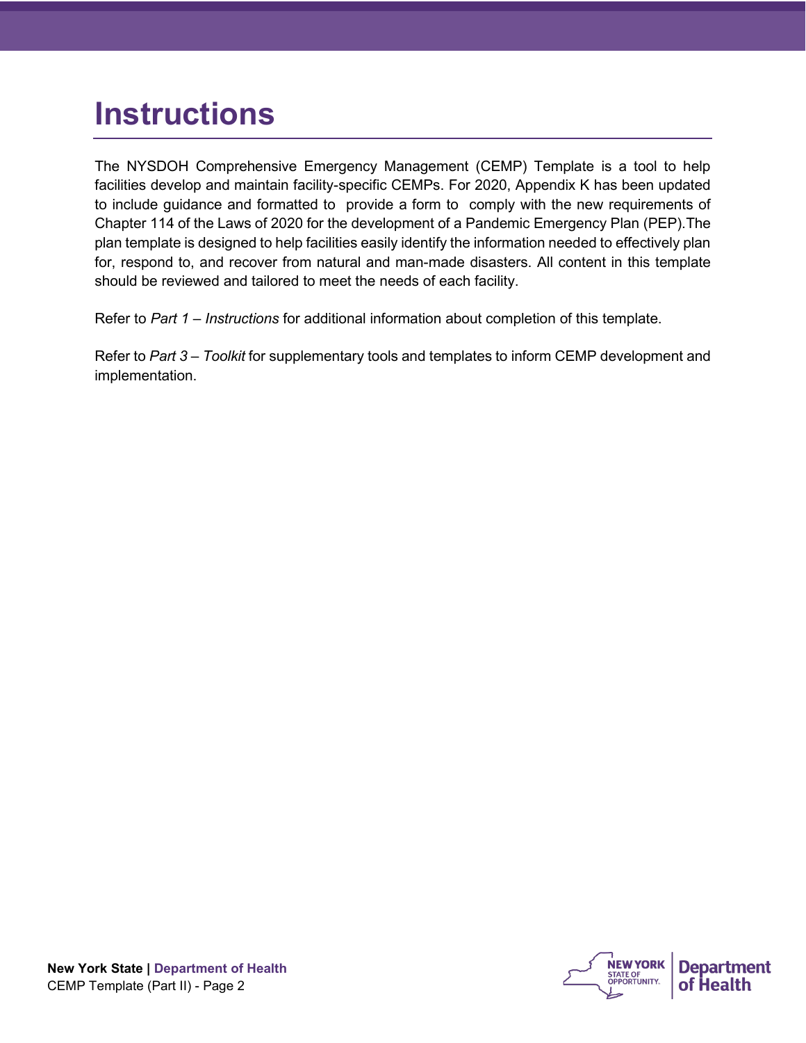# Instructions

The NYSDOH Comprehensive Emergency Management (CEMP) Template is a tool to help facilities develop and maintain facility-specific CEMPs. For 2020, Appendix K has been updated to include guidance and formatted to provide a form to comply with the new requirements of Chapter 114 of the Laws of 2020 for the development of a Pandemic Emergency Plan (PEP).The plan template is designed to help facilities easily identify the information needed to effectively plan for, respond to, and recover from natural and man-made disasters. All content in this template should be reviewed and tailored to meet the needs of each facility.

Refer to *Part 1 – Instructions* for additional information about completion of this template.

Refer to *Part 3 – Toolkit* for supplementary tools and templates to inform CEMP development and implementation.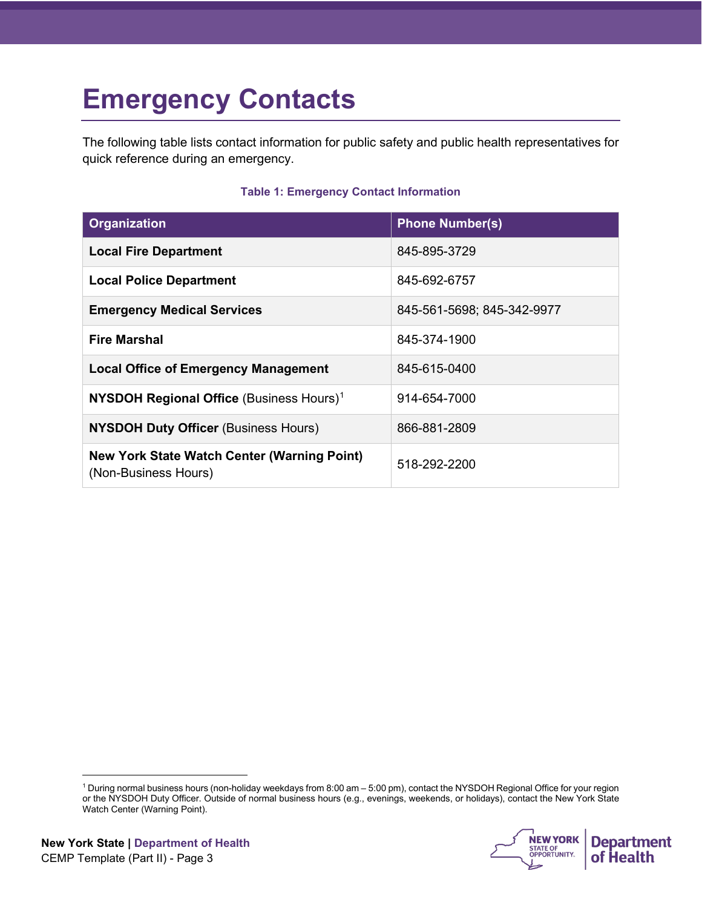# Emergency Contacts

The following table lists contact information for public safety and public health representatives for quick reference during an emergency.

**Table 1: Emergency Contact Information**

| Organization | Phone Number(s) |
|---|---|
| **Local Fire Department** | 845-895-3729 |
| **Local Police Department** | 845-692-6757 |
| **Emergency Medical Services** | 845-561-5698; 845-342-9977 |
| **Fire Marshal** | 845-374-1900 |
| **Local Office of Emergency Management** | 845-615-0400 |
| **NYSDOH Regional Office** (Business Hours)[1] | 914-654-7000 |
| **NYSDOH Duty Officer** (Business Hours) | 866-881-2809 |
| **New York State Watch Center (Warning Point)** (Non-Business Hours) | 518-292-2200 |

[1] During normal business hours (non-holiday weekdays from 8:00 am – 5:00 pm), contact the NYSDOH Regional Office for your region or the NYSDOH Duty Officer. Outside of normal business hours (e.g., evenings, weekends, or holidays), contact the New York State Watch Center (Warning Point).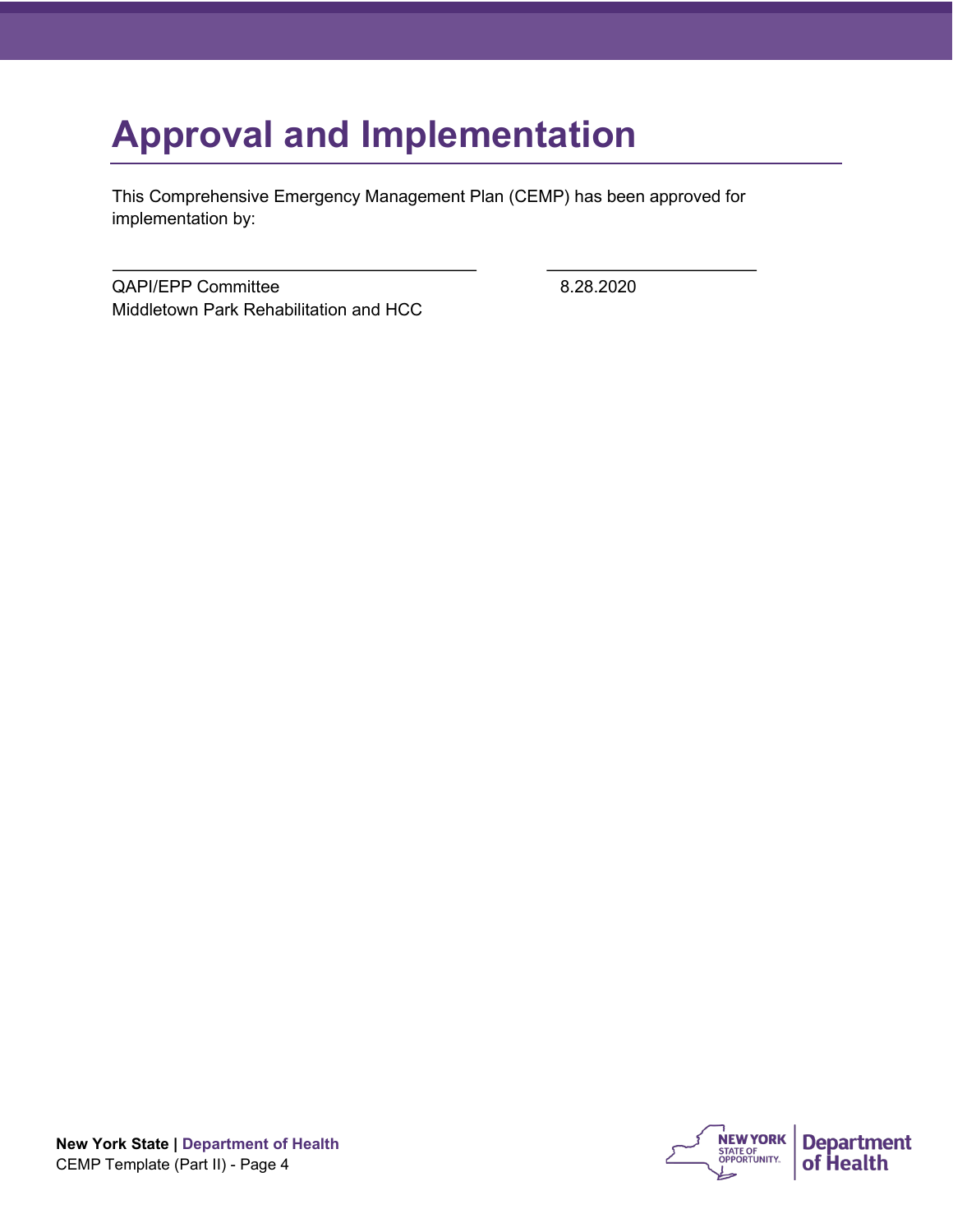# Approval and Implementation

This Comprehensive Emergency Management Plan (CEMP) has been approved for implementation by:

\_\_\_\_\_\_\_\_\_\_\_\_\_\_\_\_\_\_\_\_\_\_\_\_\_\_\_\_\_\_\_\_\_\_\_\_\_\_ \_\_\_\_\_\_\_\_\_\_\_\_\_\_\_\_\_\_\_\_\_\_

QAPI/EPP Committee — 8.28.2020

Middletown Park Rehabilitation and HCC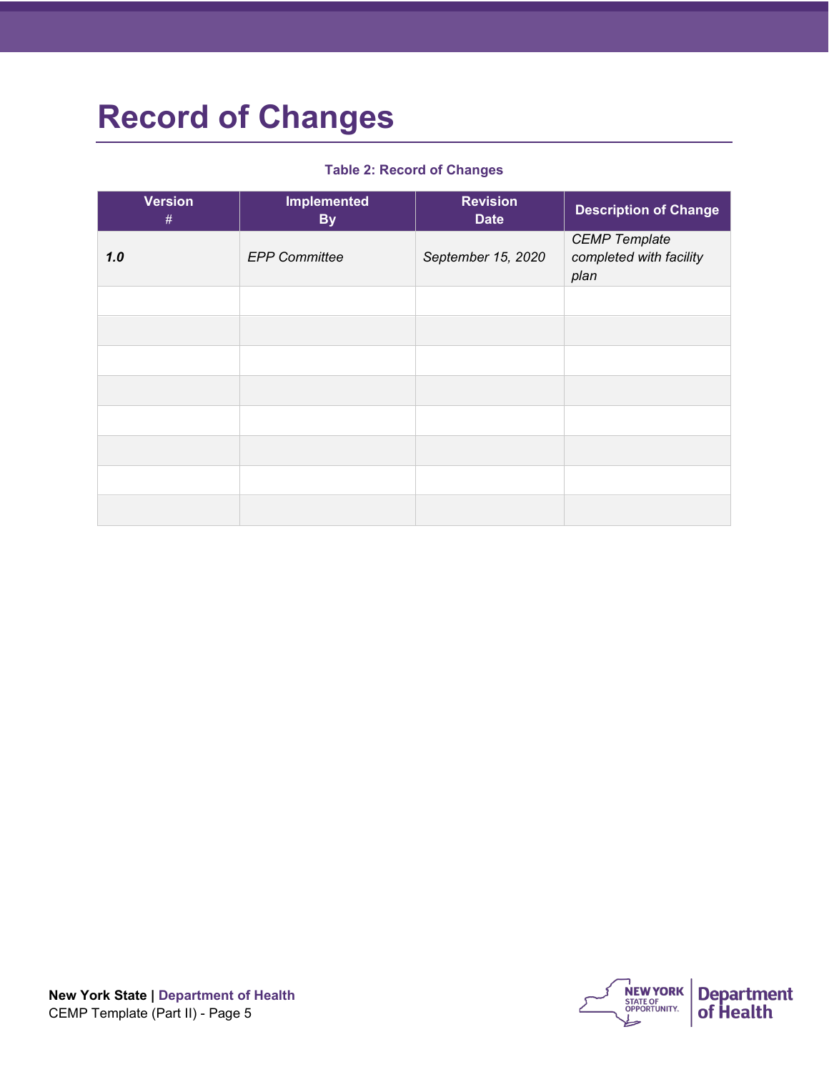# Record of Changes

**Table 2: Record of Changes**

| Version # | Implemented By | Revision Date | Description of Change |
|---|---|---|---|
| ***1.0*** | *EPP Committee* | *September 15, 2020* | *CEMP Template completed with facility plan* |
| | | | |
| | | | |
| | | | |
| | | | |
| | | | |
| | | | |
| | | | |
| | | | |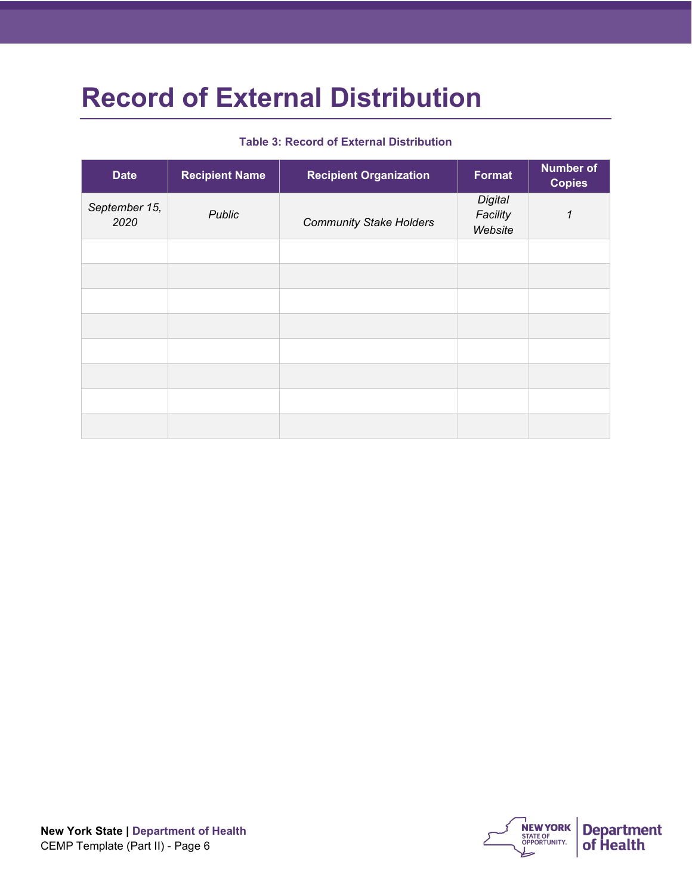# Record of External Distribution

**Table 3: Record of External Distribution**

| Date | Recipient Name | Recipient Organization | Format | Number of Copies |
|---|---|---|---|---|
| *September 15, 2020* | *Public* | *Community Stake Holders* | *Digital Facility Website* | *1* |
| | | | | |
| | | | | |
| | | | | |
| | | | | |
| | | | | |
| | | | | |
| | | | | |
| | | | | |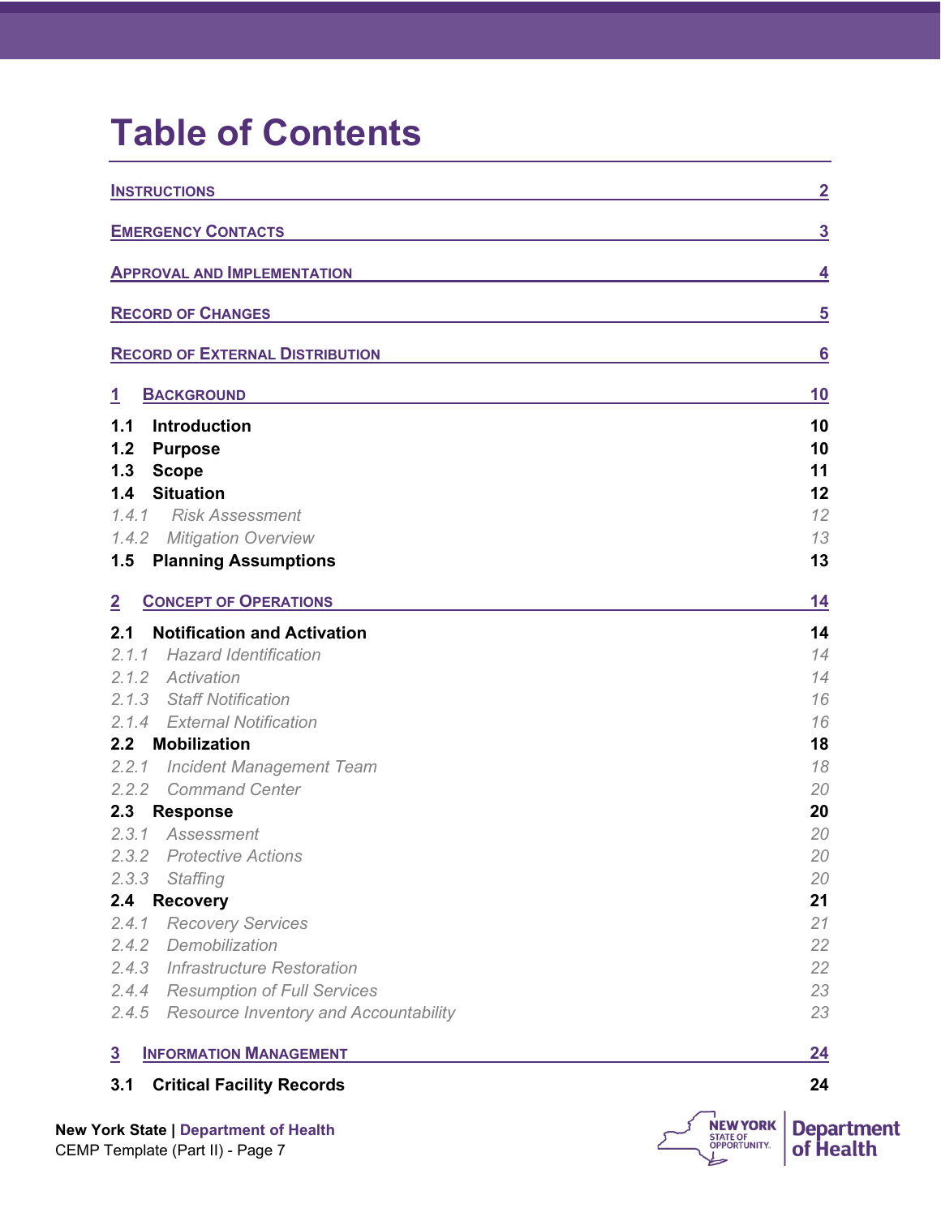# Table of Contents

| | |
|---|---|
| INSTRUCTIONS | 2 |
| EMERGENCY CONTACTS | 3 |
| APPROVAL AND IMPLEMENTATION | 4 |
| RECORD OF CHANGES | 5 |
| RECORD OF EXTERNAL DISTRIBUTION | 6 |
| **1 BACKGROUND** | **10** |
| **1.1 Introduction** | **10** |
| **1.2 Purpose** | **10** |
| **1.3 Scope** | **11** |
| **1.4 Situation** | **12** |
| *1.4.1 Risk Assessment* | *12* |
| *1.4.2 Mitigation Overview* | *13* |
| **1.5 Planning Assumptions** | **13** |
| **2 CONCEPT OF OPERATIONS** | **14** |
| **2.1 Notification and Activation** | **14** |
| *2.1.1 Hazard Identification* | *14* |
| *2.1.2 Activation* | *14* |
| *2.1.3 Staff Notification* | *16* |
| *2.1.4 External Notification* | *16* |
| **2.2 Mobilization** | **18** |
| *2.2.1 Incident Management Team* | *18* |
| *2.2.2 Command Center* | *20* |
| **2.3 Response** | **20** |
| *2.3.1 Assessment* | *20* |
| *2.3.2 Protective Actions* | *20* |
| *2.3.3 Staffing* | *20* |
| **2.4 Recovery** | **21** |
| *2.4.1 Recovery Services* | *21* |
| *2.4.2 Demobilization* | *22* |
| *2.4.3 Infrastructure Restoration* | *22* |
| *2.4.4 Resumption of Full Services* | *23* |
| *2.4.5 Resource Inventory and Accountability* | *23* |
| **3 INFORMATION MANAGEMENT** | **24** |
| **3.1 Critical Facility Records** | **24** |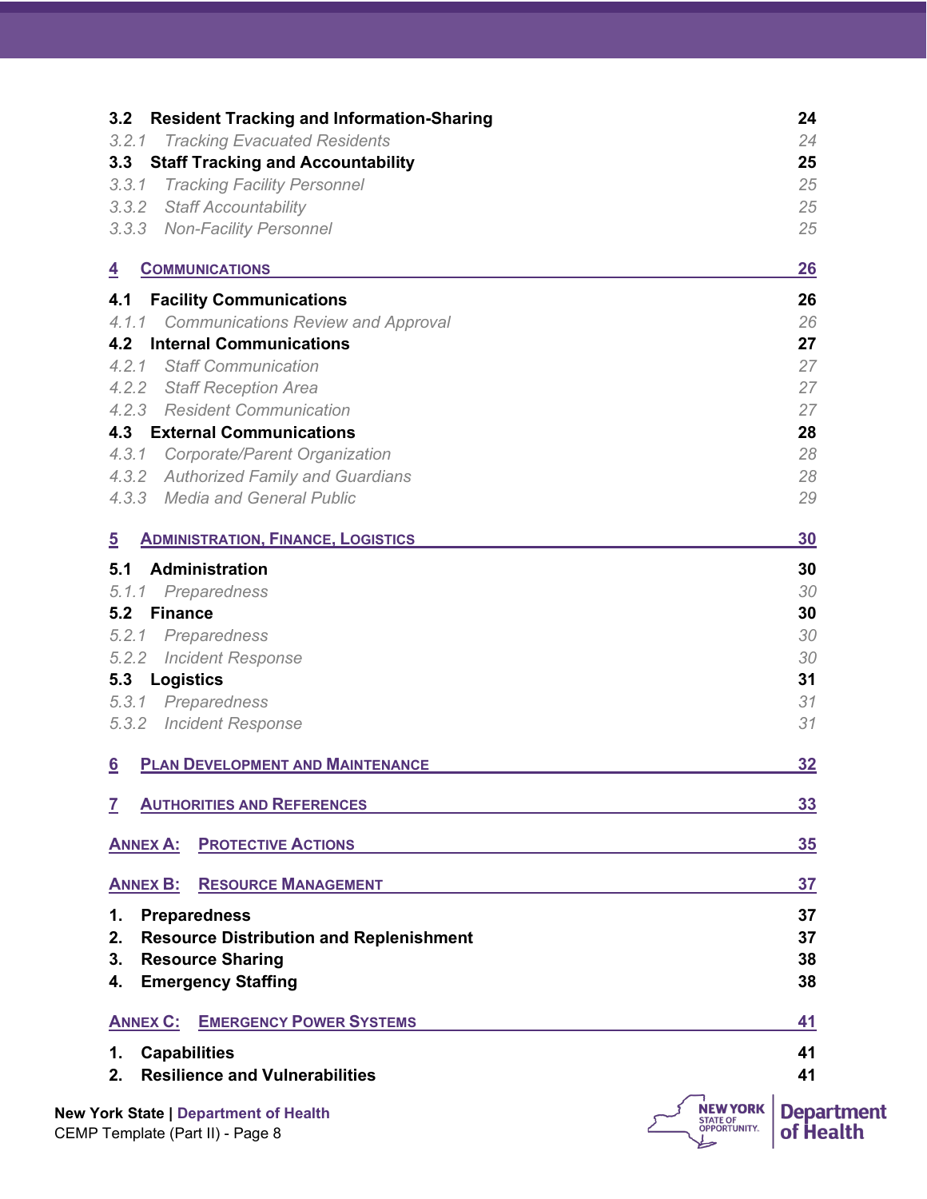**3.2 Resident Tracking and Information-Sharing** 24

*3.2.1 Tracking Evacuated Residents* 24

**3.3 Staff Tracking and Accountability** 25

*3.3.1 Tracking Facility Personnel* 25

*3.3.2 Staff Accountability* 25

*3.3.3 Non-Facility Personnel* 25

**4 COMMUNICATIONS** 26

**4.1 Facility Communications** 26

*4.1.1 Communications Review and Approval* 26

**4.2 Internal Communications** 27

*4.2.1 Staff Communication* 27

*4.2.2 Staff Reception Area* 27

*4.2.3 Resident Communication* 27

**4.3 External Communications** 28

*4.3.1 Corporate/Parent Organization* 28

*4.3.2 Authorized Family and Guardians* 28

*4.3.3 Media and General Public* 29

**5 ADMINISTRATION, FINANCE, LOGISTICS** 30

**5.1 Administration** 30

*5.1.1 Preparedness* 30

**5.2 Finance** 30

*5.2.1 Preparedness* 30

*5.2.2 Incident Response* 30

**5.3 Logistics** 31

*5.3.1 Preparedness* 31

*5.3.2 Incident Response* 31

**6 PLAN DEVELOPMENT AND MAINTENANCE** 32

**7 AUTHORITIES AND REFERENCES** 33

**ANNEX A: PROTECTIVE ACTIONS** 35

**ANNEX B: RESOURCE MANAGEMENT** 37

**1. Preparedness** 37

**2. Resource Distribution and Replenishment** 37

**3. Resource Sharing** 38

**4. Emergency Staffing** 38

**ANNEX C: EMERGENCY POWER SYSTEMS** 41

**1. Capabilities** 41

**2. Resilience and Vulnerabilities** 41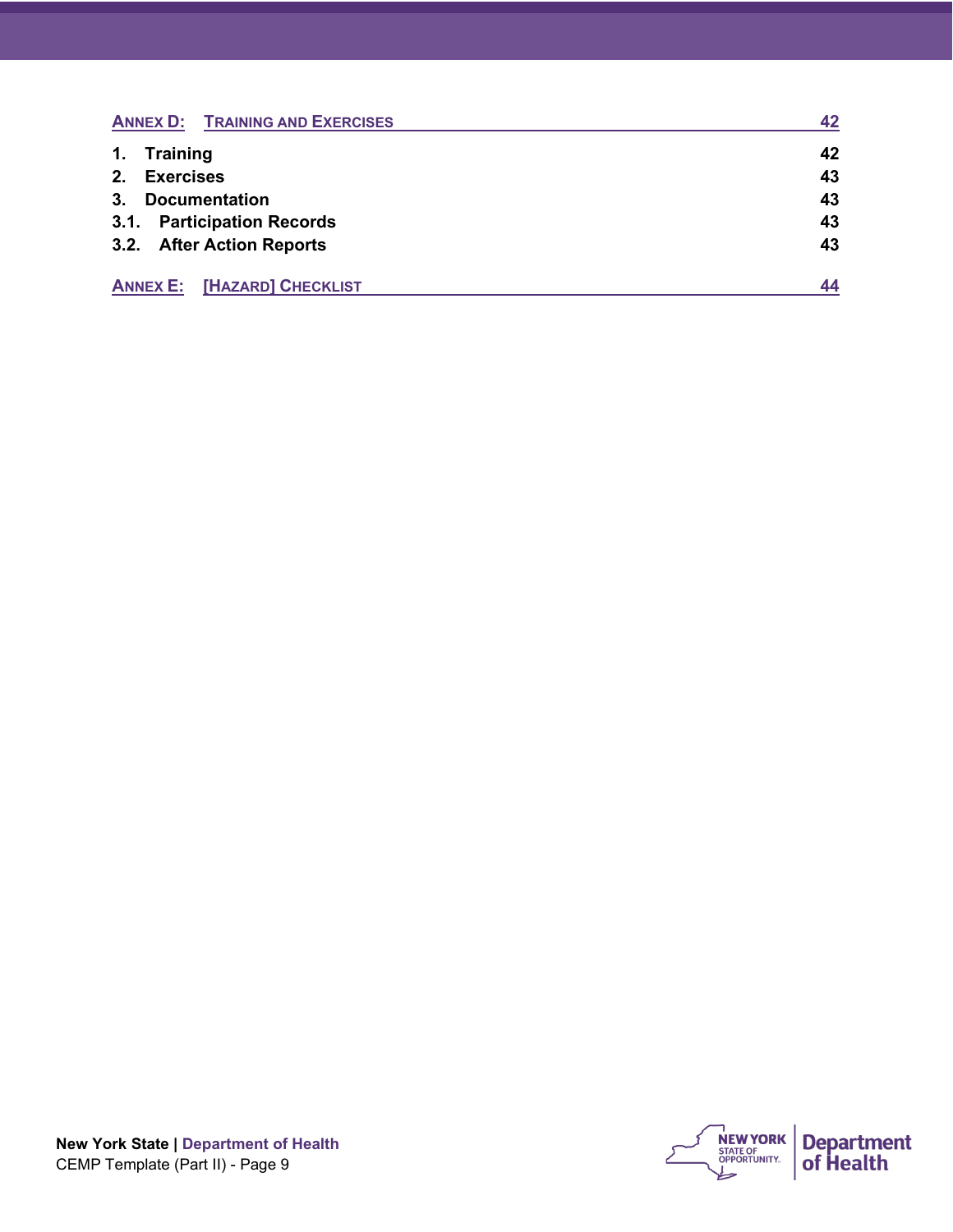Annex D: Training and Exercises 42

1. Training 42
2. Exercises 43
3. Documentation 43
3.1. Participation Records 43
3.2. After Action Reports 43

Annex E: [Hazard] Checklist 44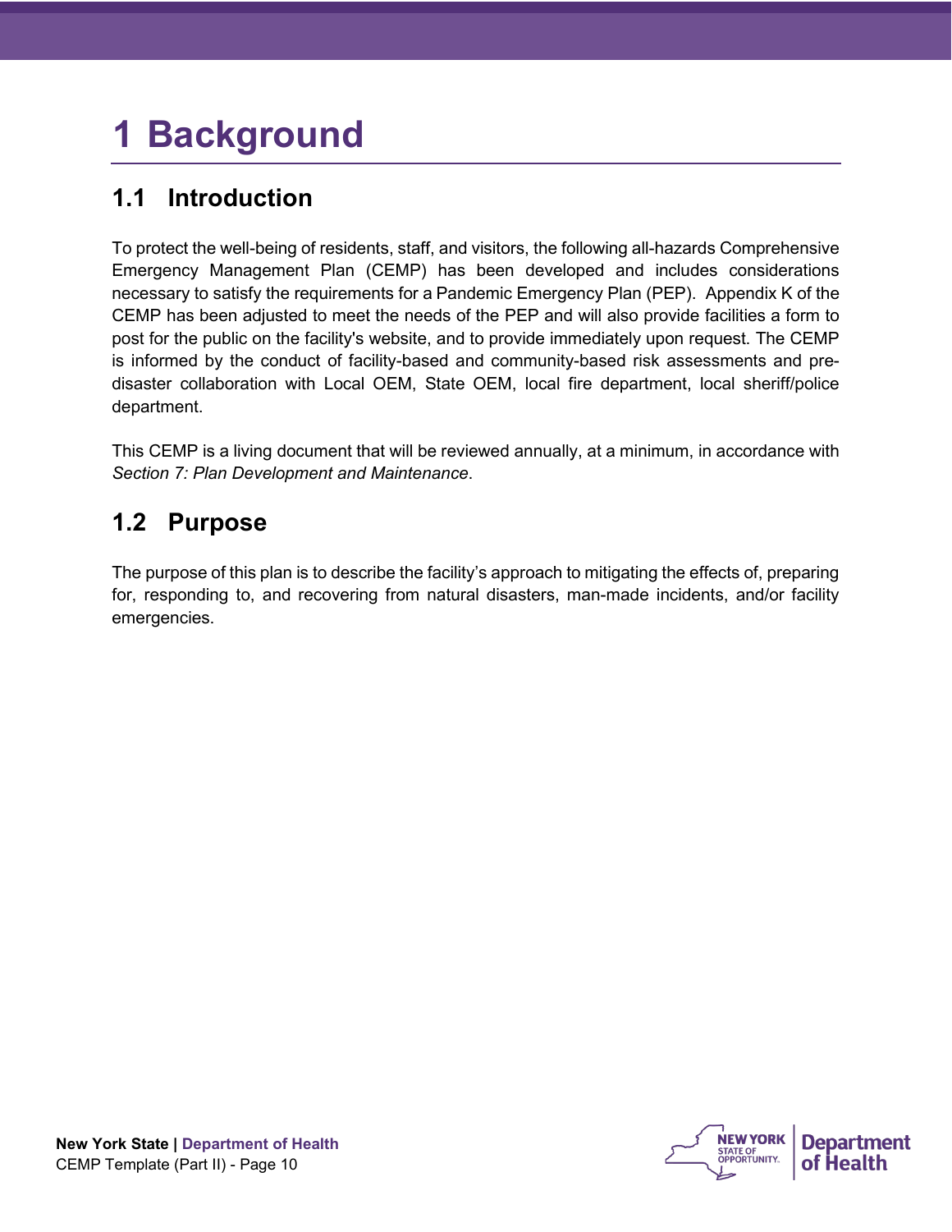# 1 Background

## 1.1 Introduction

To protect the well-being of residents, staff, and visitors, the following all-hazards Comprehensive Emergency Management Plan (CEMP) has been developed and includes considerations necessary to satisfy the requirements for a Pandemic Emergency Plan (PEP). Appendix K of the CEMP has been adjusted to meet the needs of the PEP and will also provide facilities a form to post for the public on the facility's website, and to provide immediately upon request. The CEMP is informed by the conduct of facility-based and community-based risk assessments and pre-disaster collaboration with Local OEM, State OEM, local fire department, local sheriff/police department.

This CEMP is a living document that will be reviewed annually, at a minimum, in accordance with *Section 7: Plan Development and Maintenance*.

## 1.2 Purpose

The purpose of this plan is to describe the facility's approach to mitigating the effects of, preparing for, responding to, and recovering from natural disasters, man-made incidents, and/or facility emergencies.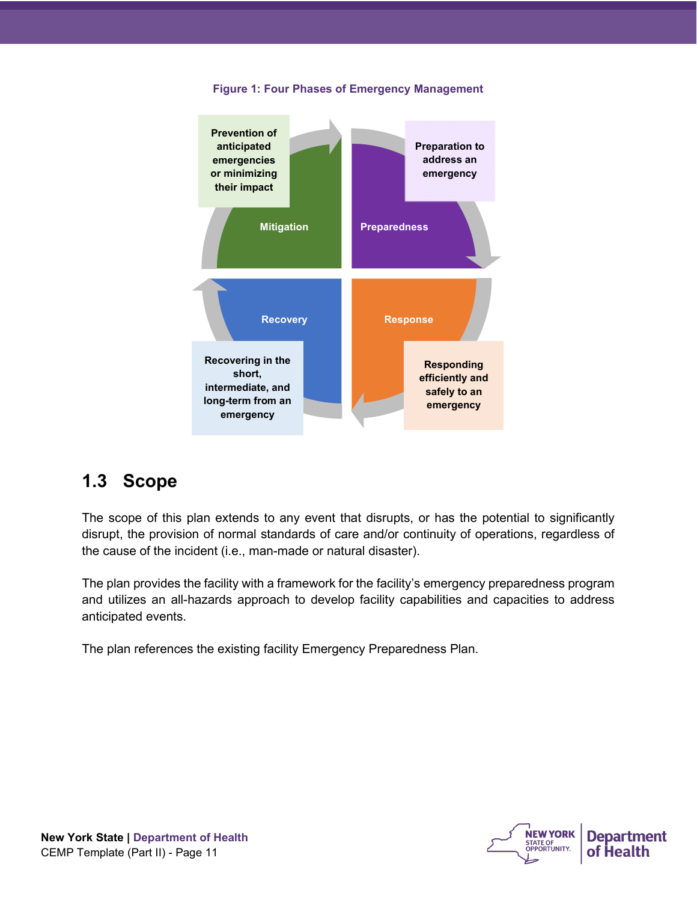**Figure 1: Four Phases of Emergency Management**

- **Mitigation**: Prevention of anticipated emergencies or minimizing their impact
- **Preparedness**: Preparation to address an emergency
- **Response**: Responding efficiently and safely to an emergency
- **Recovery**: Recovering in the short, intermediate, and long-term from an emergency

## 1.3 Scope

The scope of this plan extends to any event that disrupts, or has the potential to significantly disrupt, the provision of normal standards of care and/or continuity of operations, regardless of the cause of the incident (i.e., man-made or natural disaster).

The plan provides the facility with a framework for the facility's emergency preparedness program and utilizes an all-hazards approach to develop facility capabilities and capacities to address anticipated events.

The plan references the existing facility Emergency Preparedness Plan.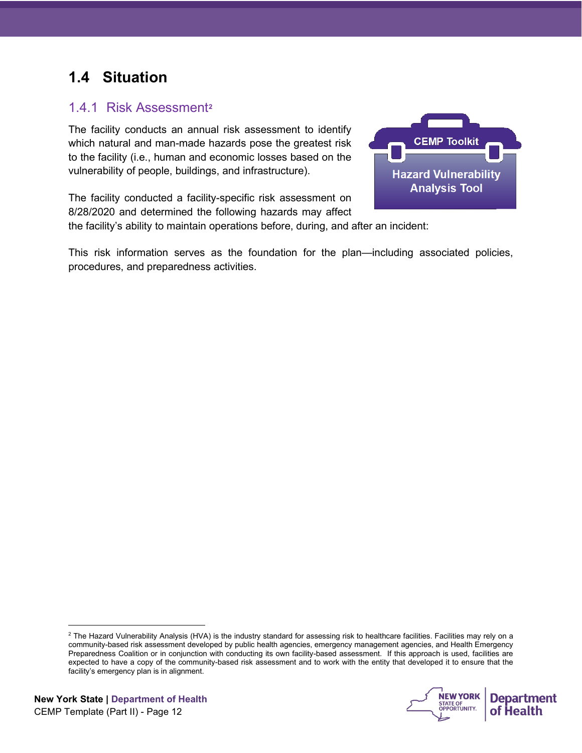## 1.4 Situation

### 1.4.1 Risk Assessment[2]

The facility conducts an annual risk assessment to identify which natural and man-made hazards pose the greatest risk to the facility (i.e., human and economic losses based on the vulnerability of people, buildings, and infrastructure).

CEMP Toolkit

Hazard Vulnerability Analysis Tool

The facility conducted a facility-specific risk assessment on 8/28/2020 and determined the following hazards may affect the facility's ability to maintain operations before, during, and after an incident:

This risk information serves as the foundation for the plan—including associated policies, procedures, and preparedness activities.

[2] The Hazard Vulnerability Analysis (HVA) is the industry standard for assessing risk to healthcare facilities. Facilities may rely on a community-based risk assessment developed by public health agencies, emergency management agencies, and Health Emergency Preparedness Coalition or in conjunction with conducting its own facility-based assessment. If this approach is used, facilities are expected to have a copy of the community-based risk assessment and to work with the entity that developed it to ensure that the facility's emergency plan is in alignment.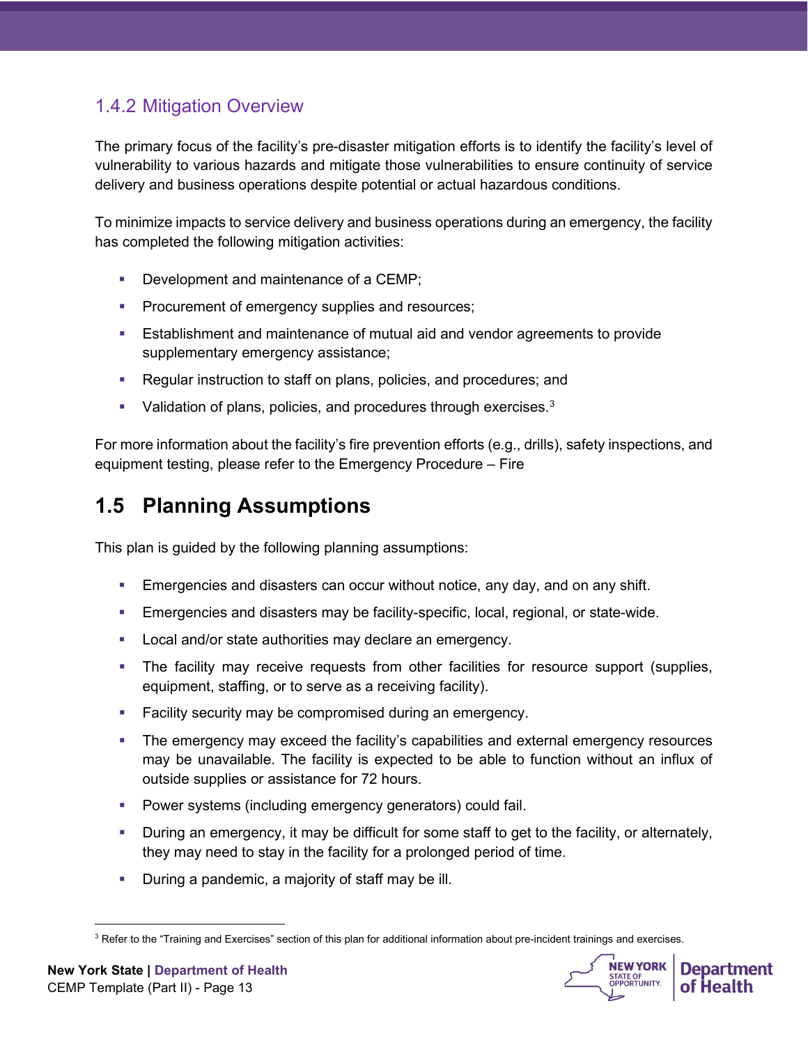### 1.4.2 Mitigation Overview

The primary focus of the facility's pre-disaster mitigation efforts is to identify the facility's level of vulnerability to various hazards and mitigate those vulnerabilities to ensure continuity of service delivery and business operations despite potential or actual hazardous conditions.

To minimize impacts to service delivery and business operations during an emergency, the facility has completed the following mitigation activities:

- Development and maintenance of a CEMP;
- Procurement of emergency supplies and resources;
- Establishment and maintenance of mutual aid and vendor agreements to provide supplementary emergency assistance;
- Regular instruction to staff on plans, policies, and procedures; and
- Validation of plans, policies, and procedures through exercises.[3]

For more information about the facility's fire prevention efforts (e.g., drills), safety inspections, and equipment testing, please refer to the Emergency Procedure – Fire

## 1.5 Planning Assumptions

This plan is guided by the following planning assumptions:

- Emergencies and disasters can occur without notice, any day, and on any shift.
- Emergencies and disasters may be facility-specific, local, regional, or state-wide.
- Local and/or state authorities may declare an emergency.
- The facility may receive requests from other facilities for resource support (supplies, equipment, staffing, or to serve as a receiving facility).
- Facility security may be compromised during an emergency.
- The emergency may exceed the facility's capabilities and external emergency resources may be unavailable. The facility is expected to be able to function without an influx of outside supplies or assistance for 72 hours.
- Power systems (including emergency generators) could fail.
- During an emergency, it may be difficult for some staff to get to the facility, or alternately, they may need to stay in the facility for a prolonged period of time.
- During a pandemic, a majority of staff may be ill.

[3] Refer to the "Training and Exercises" section of this plan for additional information about pre-incident trainings and exercises.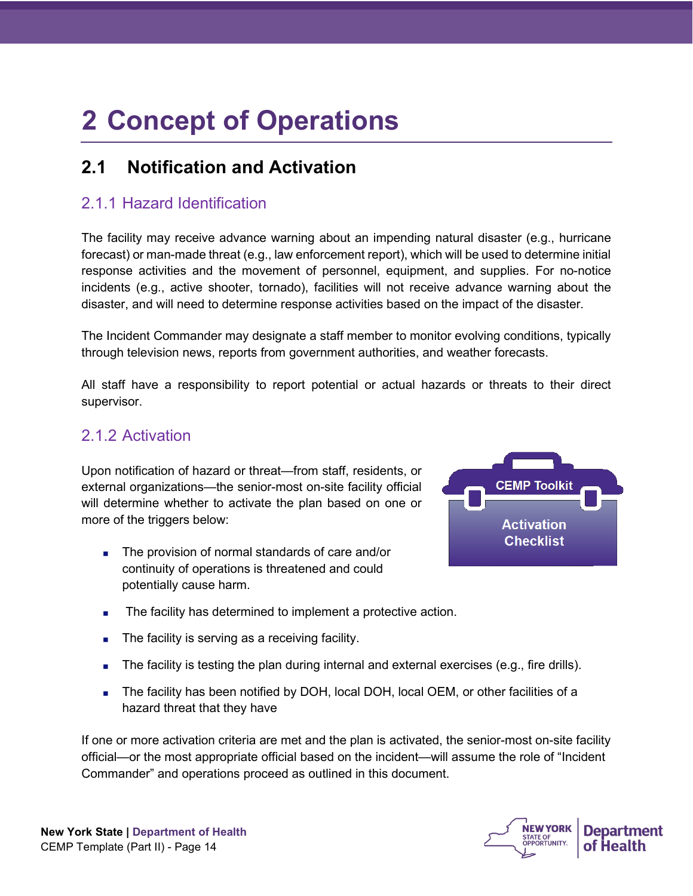# 2 Concept of Operations

## 2.1 Notification and Activation

### 2.1.1 Hazard Identification

The facility may receive advance warning about an impending natural disaster (e.g., hurricane forecast) or man-made threat (e.g., law enforcement report), which will be used to determine initial response activities and the movement of personnel, equipment, and supplies. For no-notice incidents (e.g., active shooter, tornado), facilities will not receive advance warning about the disaster, and will need to determine response activities based on the impact of the disaster.

The Incident Commander may designate a staff member to monitor evolving conditions, typically through television news, reports from government authorities, and weather forecasts.

All staff have a responsibility to report potential or actual hazards or threats to their direct supervisor.

### 2.1.2 Activation

CEMP Toolkit

Activation Checklist

Upon notification of hazard or threat—from staff, residents, or external organizations—the senior-most on-site facility official will determine whether to activate the plan based on one or more of the triggers below:

- The provision of normal standards of care and/or continuity of operations is threatened and could potentially cause harm.
- The facility has determined to implement a protective action.
- The facility is serving as a receiving facility.
- The facility is testing the plan during internal and external exercises (e.g., fire drills).
- The facility has been notified by DOH, local DOH, local OEM, or other facilities of a hazard threat that they have

If one or more activation criteria are met and the plan is activated, the senior-most on-site facility official—or the most appropriate official based on the incident—will assume the role of "Incident Commander" and operations proceed as outlined in this document.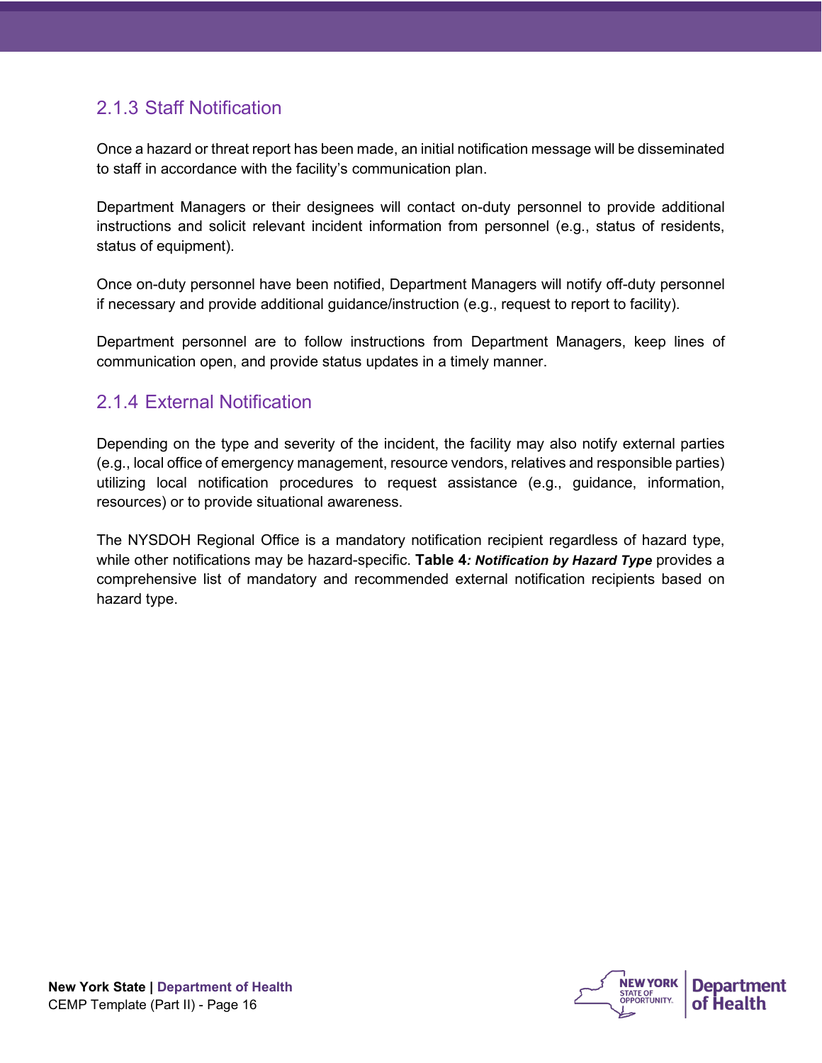### 2.1.3 Staff Notification

Once a hazard or threat report has been made, an initial notification message will be disseminated to staff in accordance with the facility's communication plan.

Department Managers or their designees will contact on-duty personnel to provide additional instructions and solicit relevant incident information from personnel (e.g., status of residents, status of equipment).

Once on-duty personnel have been notified, Department Managers will notify off-duty personnel if necessary and provide additional guidance/instruction (e.g., request to report to facility).

Department personnel are to follow instructions from Department Managers, keep lines of communication open, and provide status updates in a timely manner.

### 2.1.4 External Notification

Depending on the type and severity of the incident, the facility may also notify external parties (e.g., local office of emergency management, resource vendors, relatives and responsible parties) utilizing local notification procedures to request assistance (e.g., guidance, information, resources) or to provide situational awareness.

The NYSDOH Regional Office is a mandatory notification recipient regardless of hazard type, while other notifications may be hazard-specific. **Table 4*: Notification by Hazard Type*** provides a comprehensive list of mandatory and recommended external notification recipients based on hazard type.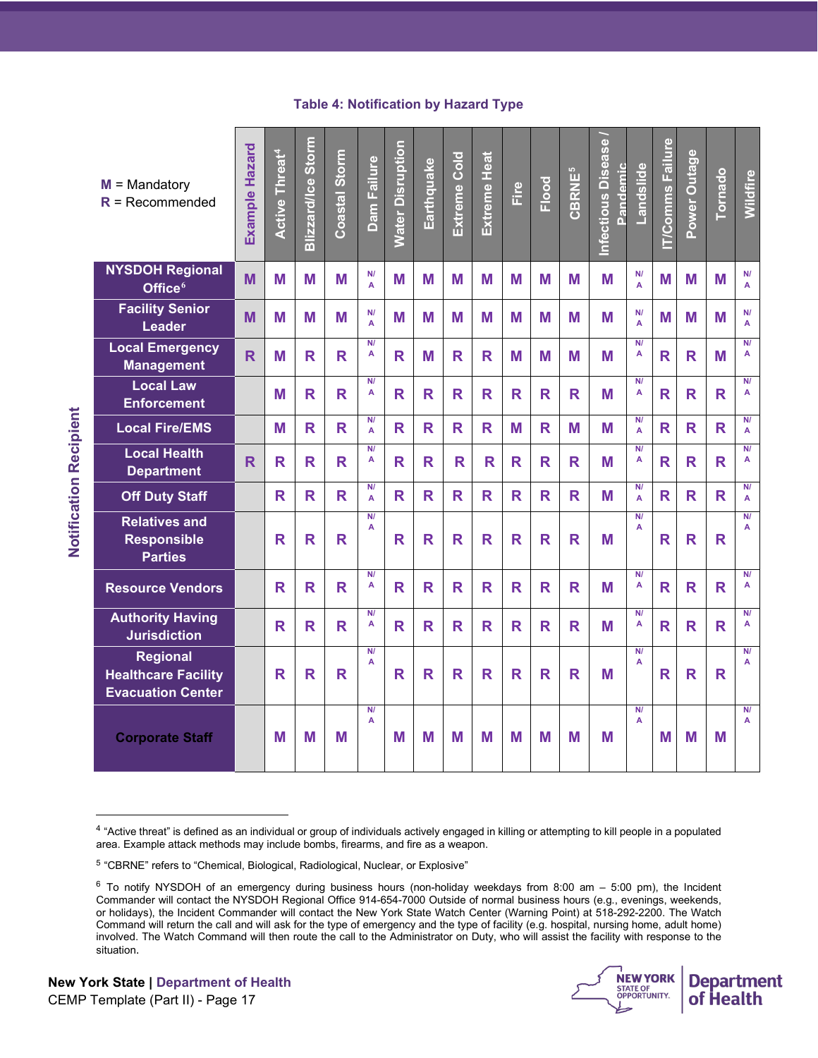**Table 4: Notification by Hazard Type**

M = Mandatory
R = Recommended

| Notification Recipient | Example Hazard | Active Threat[4] | Blizzard/Ice Storm | Coastal Storm | Dam Failure | Water Disruption | Earthquake | Extreme Cold | Extreme Heat | Fire | Flood | CBRNE[5] | Infectious Disease / Pandemic | Landslide | IT/Comms Failure | Power Outage | Tornado | Wildfire |
|---|---|---|---|---|---|---|---|---|---|---|---|---|---|---|---|---|---|---|
| NYSDOH Regional Office[6] | M | M | M | M | N/A | M | M | M | M | M | M | M | M | N/A | M | M | M | N/A |
| Facility Senior Leader | M | M | M | M | N/A | M | M | M | M | M | M | M | M | N/A | M | M | M | N/A |
| Local Emergency Management | R | M | R | R | N/A | R | M | R | R | M | M | M | M | N/A | R | R | M | N/A |
| Local Law Enforcement | | M | R | R | N/A | R | R | R | R | R | R | R | M | N/A | R | R | R | N/A |
| Local Fire/EMS | | M | R | R | N/A | R | R | R | R | M | R | M | M | N/A | R | R | R | N/A |
| Local Health Department | R | R | R | R | N/A | R | R | R | R | R | R | R | M | N/A | R | R | R | N/A |
| Off Duty Staff | | R | R | R | N/A | R | R | R | R | R | R | R | M | N/A | R | R | R | N/A |
| Relatives and Responsible Parties | | R | R | R | N/A | R | R | R | R | R | R | R | M | N/A | R | R | R | N/A |
| Resource Vendors | | R | R | R | N/A | R | R | R | R | R | R | R | M | N/A | R | R | R | N/A |
| Authority Having Jurisdiction | | R | R | R | N/A | R | R | R | R | R | R | R | M | N/A | R | R | R | N/A |
| Regional Healthcare Facility Evacuation Center | | R | R | R | N/A | R | R | R | R | R | R | R | M | N/A | R | R | R | N/A |
| Corporate Staff | | M | M | M | N/A | M | M | M | M | M | M | M | M | N/A | M | M | M | N/A |

[4] "Active threat" is defined as an individual or group of individuals actively engaged in killing or attempting to kill people in a populated area. Example attack methods may include bombs, firearms, and fire as a weapon.

[5] "CBRNE" refers to "Chemical, Biological, Radiological, Nuclear, or Explosive"

[6] To notify NYSDOH of an emergency during business hours (non-holiday weekdays from 8:00 am – 5:00 pm), the Incident Commander will contact the NYSDOH Regional Office 914-654-7000 Outside of normal business hours (e.g., evenings, weekends, or holidays), the Incident Commander will contact the New York State Watch Center (Warning Point) at 518-292-2200. The Watch Command will return the call and will ask for the type of emergency and the type of facility (e.g. hospital, nursing home, adult home) involved. The Watch Command will then route the call to the Administrator on Duty, who will assist the facility with response to the situation.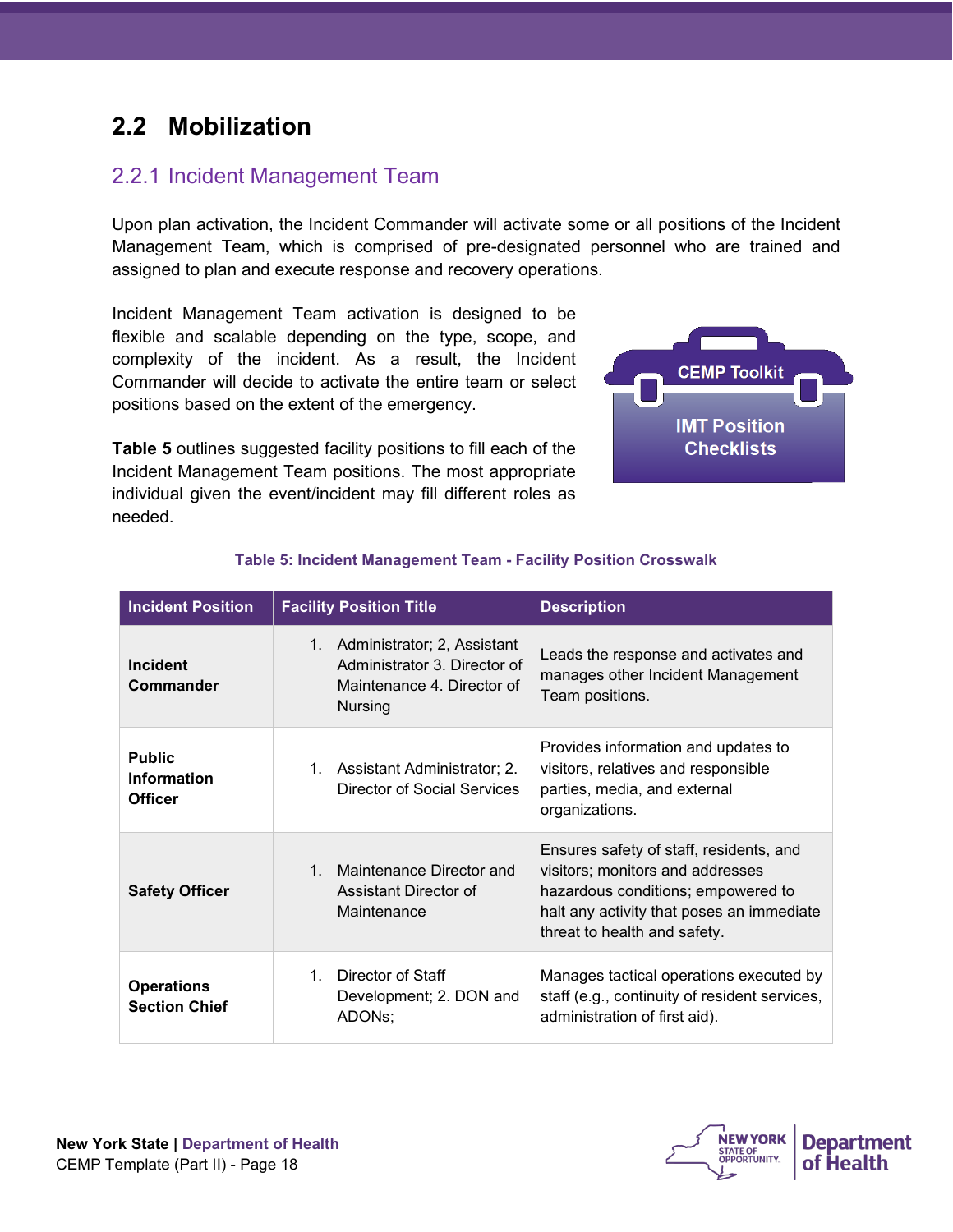## 2.2 Mobilization

### 2.2.1 Incident Management Team

Upon plan activation, the Incident Commander will activate some or all positions of the Incident Management Team, which is comprised of pre-designated personnel who are trained and assigned to plan and execute response and recovery operations.

Incident Management Team activation is designed to be flexible and scalable depending on the type, scope, and complexity of the incident. As a result, the Incident Commander will decide to activate the entire team or select positions based on the extent of the emergency.

CEMP Toolkit

IMT Position Checklists

**Table 5** outlines suggested facility positions to fill each of the Incident Management Team positions. The most appropriate individual given the event/incident may fill different roles as needed.

**Table 5: Incident Management Team - Facility Position Crosswalk**

| Incident Position | Facility Position Title | Description |
|---|---|---|
| **Incident Commander** | 1. Administrator; 2, Assistant Administrator 3. Director of Maintenance 4. Director of Nursing | Leads the response and activates and manages other Incident Management Team positions. |
| **Public Information Officer** | 1. Assistant Administrator; 2. Director of Social Services | Provides information and updates to visitors, relatives and responsible parties, media, and external organizations. |
| **Safety Officer** | 1. Maintenance Director and Assistant Director of Maintenance | Ensures safety of staff, residents, and visitors; monitors and addresses hazardous conditions; empowered to halt any activity that poses an immediate threat to health and safety. |
| **Operations Section Chief** | 1. Director of Staff Development; 2. DON and ADONs; | Manages tactical operations executed by staff (e.g., continuity of resident services, administration of first aid). |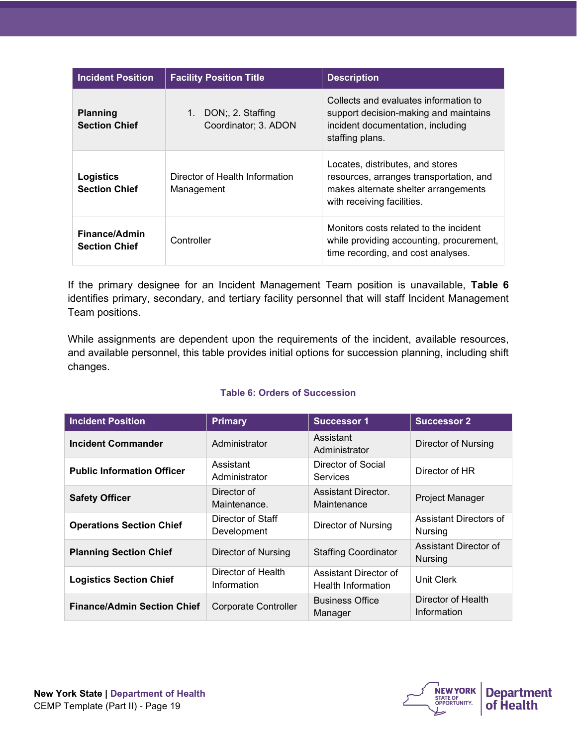| Incident Position | Facility Position Title | Description |
|---|---|---|
| **Planning Section Chief** | 1. DON;, 2. Staffing Coordinator; 3. ADON | Collects and evaluates information to support decision-making and maintains incident documentation, including staffing plans. |
| **Logistics Section Chief** | Director of Health Information Management | Locates, distributes, and stores resources, arranges transportation, and makes alternate shelter arrangements with receiving facilities. |
| **Finance/Admin Section Chief** | Controller | Monitors costs related to the incident while providing accounting, procurement, time recording, and cost analyses. |

If the primary designee for an Incident Management Team position is unavailable, **Table 6** identifies primary, secondary, and tertiary facility personnel that will staff Incident Management Team positions.

While assignments are dependent upon the requirements of the incident, available resources, and available personnel, this table provides initial options for succession planning, including shift changes.

**Table 6: Orders of Succession**

| Incident Position | Primary | Successor 1 | Successor 2 |
|---|---|---|---|
| **Incident Commander** | Administrator | Assistant Administrator | Director of Nursing |
| **Public Information Officer** | Assistant Administrator | Director of Social Services | Director of HR |
| **Safety Officer** | Director of Maintenance. | Assistant Director. Maintenance | Project Manager |
| **Operations Section Chief** | Director of Staff Development | Director of Nursing | Assistant Directors of Nursing |
| **Planning Section Chief** | Director of Nursing | Staffing Coordinator | Assistant Director of Nursing |
| **Logistics Section Chief** | Director of Health Information | Assistant Director of Health Information | Unit Clerk |
| **Finance/Admin Section Chief** | Corporate Controller | Business Office Manager | Director of Health Information |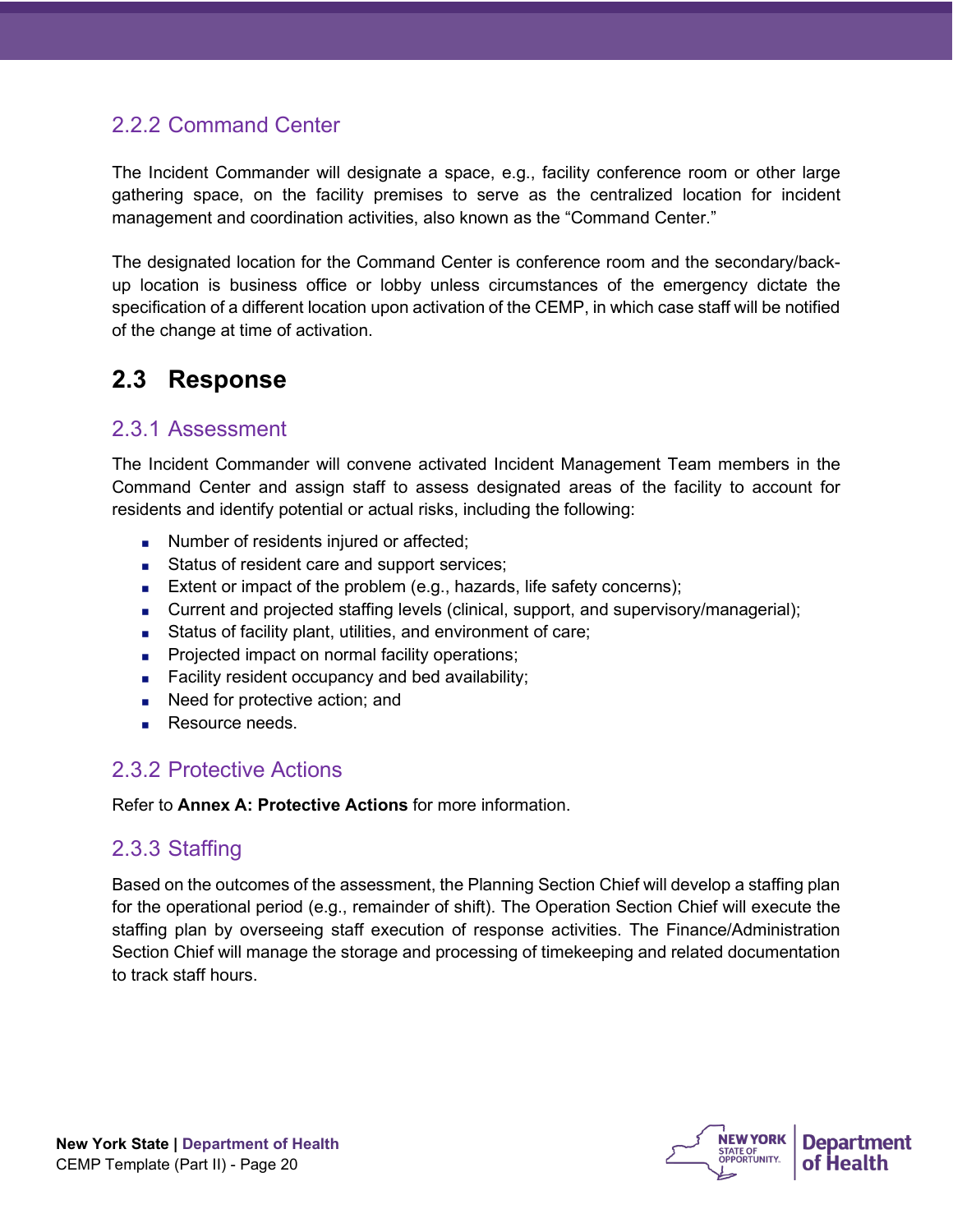### 2.2.2 Command Center

The Incident Commander will designate a space, e.g., facility conference room or other large gathering space, on the facility premises to serve as the centralized location for incident management and coordination activities, also known as the "Command Center."

The designated location for the Command Center is conference room and the secondary/back-up location is business office or lobby unless circumstances of the emergency dictate the specification of a different location upon activation of the CEMP, in which case staff will be notified of the change at time of activation.

## 2.3 Response

### 2.3.1 Assessment

The Incident Commander will convene activated Incident Management Team members in the Command Center and assign staff to assess designated areas of the facility to account for residents and identify potential or actual risks, including the following:

- Number of residents injured or affected;
- Status of resident care and support services;
- Extent or impact of the problem (e.g., hazards, life safety concerns);
- Current and projected staffing levels (clinical, support, and supervisory/managerial);
- Status of facility plant, utilities, and environment of care;
- Projected impact on normal facility operations;
- Facility resident occupancy and bed availability;
- Need for protective action; and
- Resource needs.

### 2.3.2 Protective Actions

Refer to **Annex A: Protective Actions** for more information.

### 2.3.3 Staffing

Based on the outcomes of the assessment, the Planning Section Chief will develop a staffing plan for the operational period (e.g., remainder of shift). The Operation Section Chief will execute the staffing plan by overseeing staff execution of response activities. The Finance/Administration Section Chief will manage the storage and processing of timekeeping and related documentation to track staff hours.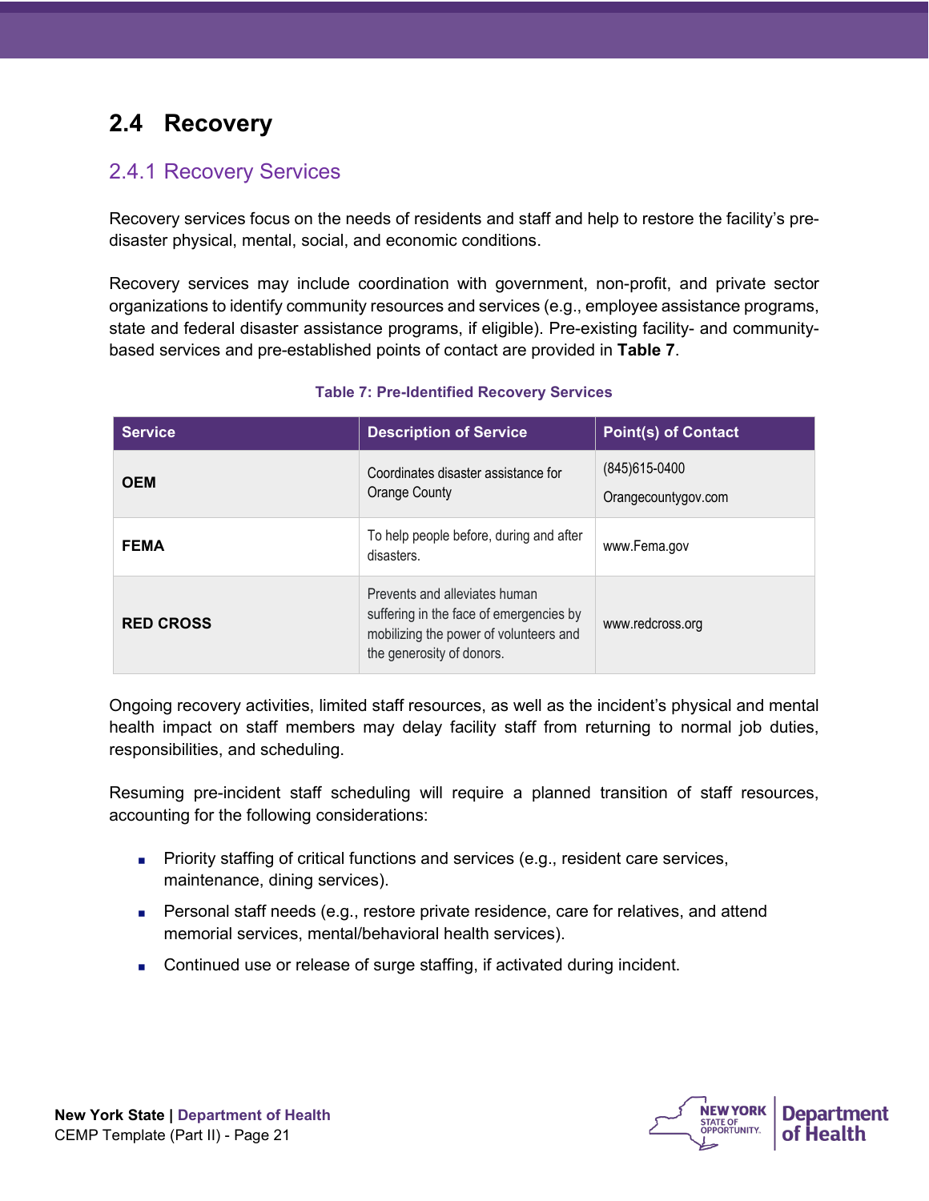## 2.4 Recovery

### 2.4.1 Recovery Services

Recovery services focus on the needs of residents and staff and help to restore the facility's pre-disaster physical, mental, social, and economic conditions.

Recovery services may include coordination with government, non-profit, and private sector organizations to identify community resources and services (e.g., employee assistance programs, state and federal disaster assistance programs, if eligible). Pre-existing facility- and community-based services and pre-established points of contact are provided in **Table 7**.

**Table 7: Pre-Identified Recovery Services**

| Service | Description of Service | Point(s) of Contact |
|---|---|---|
| **OEM** | Coordinates disaster assistance for Orange County | (845)615-0400<br>Orangecountygov.com |
| **FEMA** | To help people before, during and after disasters. | www.Fema.gov |
| **RED CROSS** | Prevents and alleviates human suffering in the face of emergencies by mobilizing the power of volunteers and the generosity of donors. | www.redcross.org |

Ongoing recovery activities, limited staff resources, as well as the incident's physical and mental health impact on staff members may delay facility staff from returning to normal job duties, responsibilities, and scheduling.

Resuming pre-incident staff scheduling will require a planned transition of staff resources, accounting for the following considerations:

- Priority staffing of critical functions and services (e.g., resident care services, maintenance, dining services).
- Personal staff needs (e.g., restore private residence, care for relatives, and attend memorial services, mental/behavioral health services).
- Continued use or release of surge staffing, if activated during incident.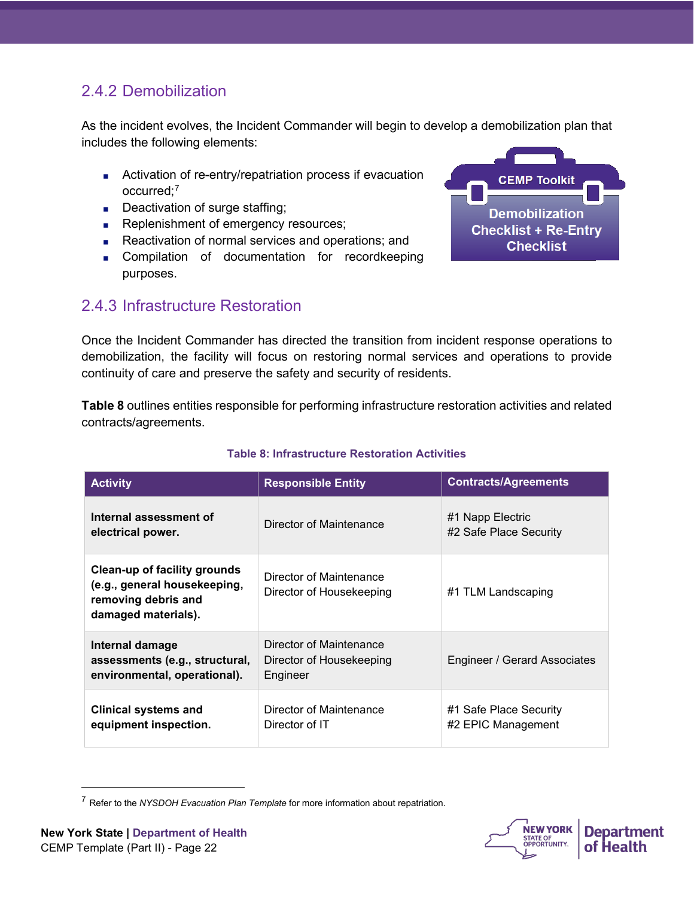### 2.4.2 Demobilization

As the incident evolves, the Incident Commander will begin to develop a demobilization plan that includes the following elements:

- Activation of re-entry/repatriation process if evacuation occurred;[7]
- Deactivation of surge staffing;
- Replenishment of emergency resources;
- Reactivation of normal services and operations; and
- Compilation of documentation for recordkeeping purposes.

**CEMP Toolkit**

**Demobilization Checklist + Re-Entry Checklist**

### 2.4.3 Infrastructure Restoration

Once the Incident Commander has directed the transition from incident response operations to demobilization, the facility will focus on restoring normal services and operations to provide continuity of care and preserve the safety and security of residents.

**Table 8** outlines entities responsible for performing infrastructure restoration activities and related contracts/agreements.

**Table 8: Infrastructure Restoration Activities**

| Activity | Responsible Entity | Contracts/Agreements |
|---|---|---|
| **Internal assessment of electrical power.** | Director of Maintenance | #1 Napp Electric<br>#2 Safe Place Security |
| **Clean-up of facility grounds (e.g., general housekeeping, removing debris and damaged materials).** | Director of Maintenance<br>Director of Housekeeping | #1 TLM Landscaping |
| **Internal damage assessments (e.g., structural, environmental, operational).** | Director of Maintenance<br>Director of Housekeeping<br>Engineer | Engineer / Gerard Associates |
| **Clinical systems and equipment inspection.** | Director of Maintenance<br>Director of IT | #1 Safe Place Security<br>#2 EPIC Management |

[7] Refer to the *NYSDOH Evacuation Plan Template* for more information about repatriation.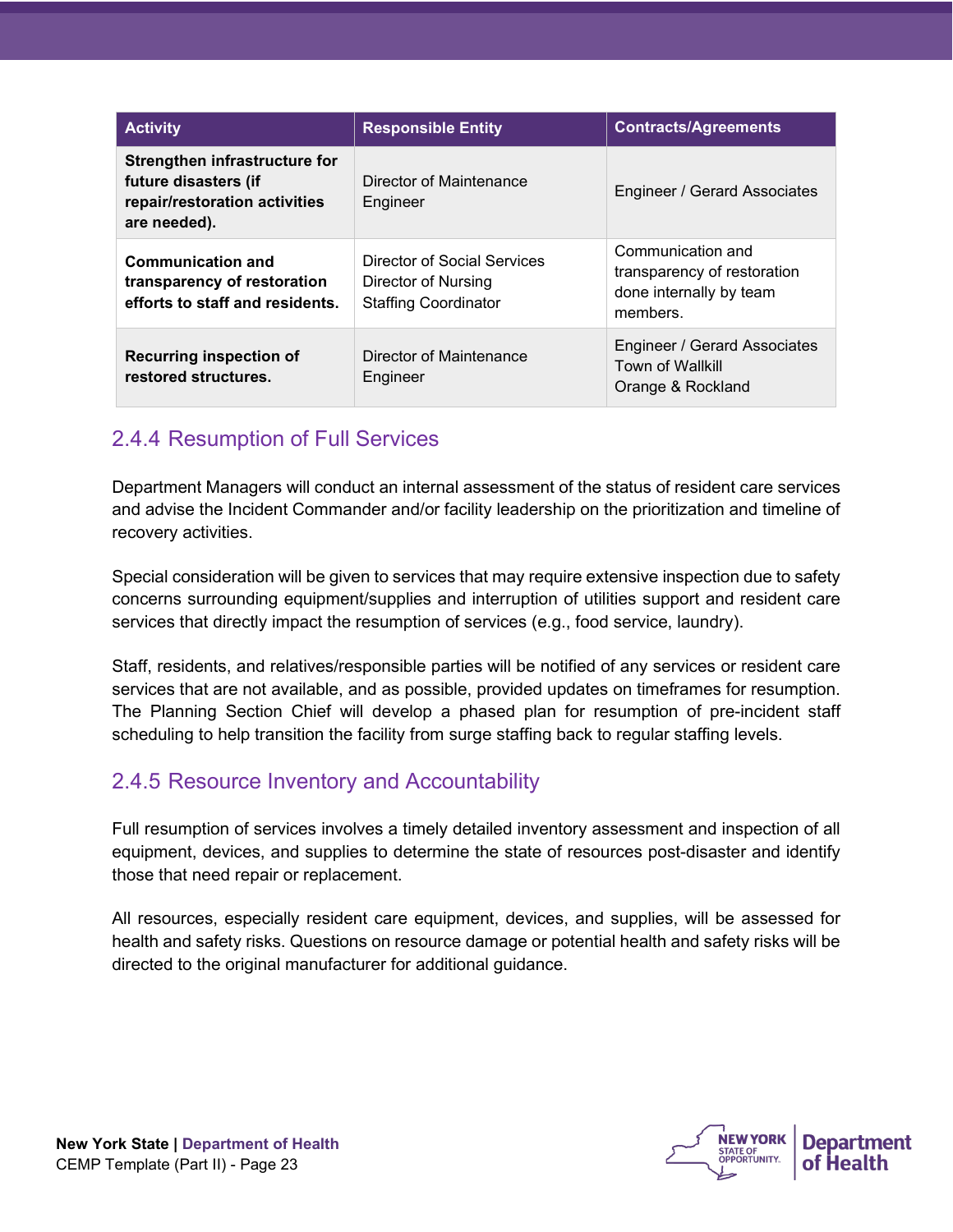| Activity | Responsible Entity | Contracts/Agreements |
|---|---|---|
| **Strengthen infrastructure for future disasters (if repair/restoration activities are needed).** | Director of Maintenance<br>Engineer | Engineer / Gerard Associates |
| **Communication and transparency of restoration efforts to staff and residents.** | Director of Social Services<br>Director of Nursing<br>Staffing Coordinator | Communication and transparency of restoration done internally by team members. |
| **Recurring inspection of restored structures.** | Director of Maintenance<br>Engineer | Engineer / Gerard Associates<br>Town of Wallkill<br>Orange & Rockland |

### 2.4.4 Resumption of Full Services

Department Managers will conduct an internal assessment of the status of resident care services and advise the Incident Commander and/or facility leadership on the prioritization and timeline of recovery activities.

Special consideration will be given to services that may require extensive inspection due to safety concerns surrounding equipment/supplies and interruption of utilities support and resident care services that directly impact the resumption of services (e.g., food service, laundry).

Staff, residents, and relatives/responsible parties will be notified of any services or resident care services that are not available, and as possible, provided updates on timeframes for resumption. The Planning Section Chief will develop a phased plan for resumption of pre-incident staff scheduling to help transition the facility from surge staffing back to regular staffing levels.

### 2.4.5 Resource Inventory and Accountability

Full resumption of services involves a timely detailed inventory assessment and inspection of all equipment, devices, and supplies to determine the state of resources post-disaster and identify those that need repair or replacement.

All resources, especially resident care equipment, devices, and supplies, will be assessed for health and safety risks. Questions on resource damage or potential health and safety risks will be directed to the original manufacturer for additional guidance.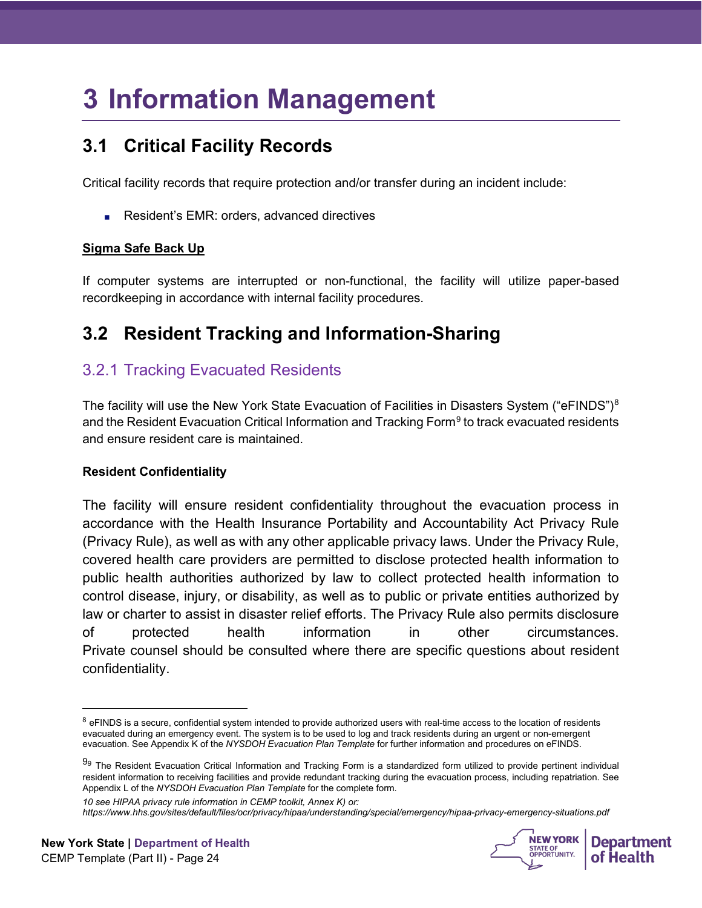# 3 Information Management

## 3.1 Critical Facility Records

Critical facility records that require protection and/or transfer during an incident include:

- Resident's EMR: orders, advanced directives

**Sigma Safe Back Up**

If computer systems are interrupted or non-functional, the facility will utilize paper-based recordkeeping in accordance with internal facility procedures.

## 3.2 Resident Tracking and Information-Sharing

### 3.2.1 Tracking Evacuated Residents

The facility will use the New York State Evacuation of Facilities in Disasters System ("eFINDS")[8] and the Resident Evacuation Critical Information and Tracking Form[9] to track evacuated residents and ensure resident care is maintained.

**Resident Confidentiality**

The facility will ensure resident confidentiality throughout the evacuation process in accordance with the Health Insurance Portability and Accountability Act Privacy Rule (Privacy Rule), as well as with any other applicable privacy laws. Under the Privacy Rule, covered health care providers are permitted to disclose protected health information to public health authorities authorized by law to collect protected health information to control disease, injury, or disability, as well as to public or private entities authorized by law or charter to assist in disaster relief efforts. The Privacy Rule also permits disclosure of protected health information in other circumstances. Private counsel should be consulted where there are specific questions about resident confidentiality.

---

[8] eFINDS is a secure, confidential system intended to provide authorized users with real-time access to the location of residents evacuated during an emergency event. The system is to be used to log and track residents during an urgent or non-emergent evacuation. See Appendix K of the *NYSDOH Evacuation Plan Template* for further information and procedures on eFINDS.

[9] 9 The Resident Evacuation Critical Information and Tracking Form is a standardized form utilized to provide pertinent individual resident information to receiving facilities and provide redundant tracking during the evacuation process, including repatriation. See Appendix L of the *NYSDOH Evacuation Plan Template* for the complete form.

*10 see HIPAA privacy rule information in CEMP toolkit, Annex K) or: https://www.hhs.gov/sites/default/files/ocr/privacy/hipaa/understanding/special/emergency/hipaa-privacy-emergency-situations.pdf*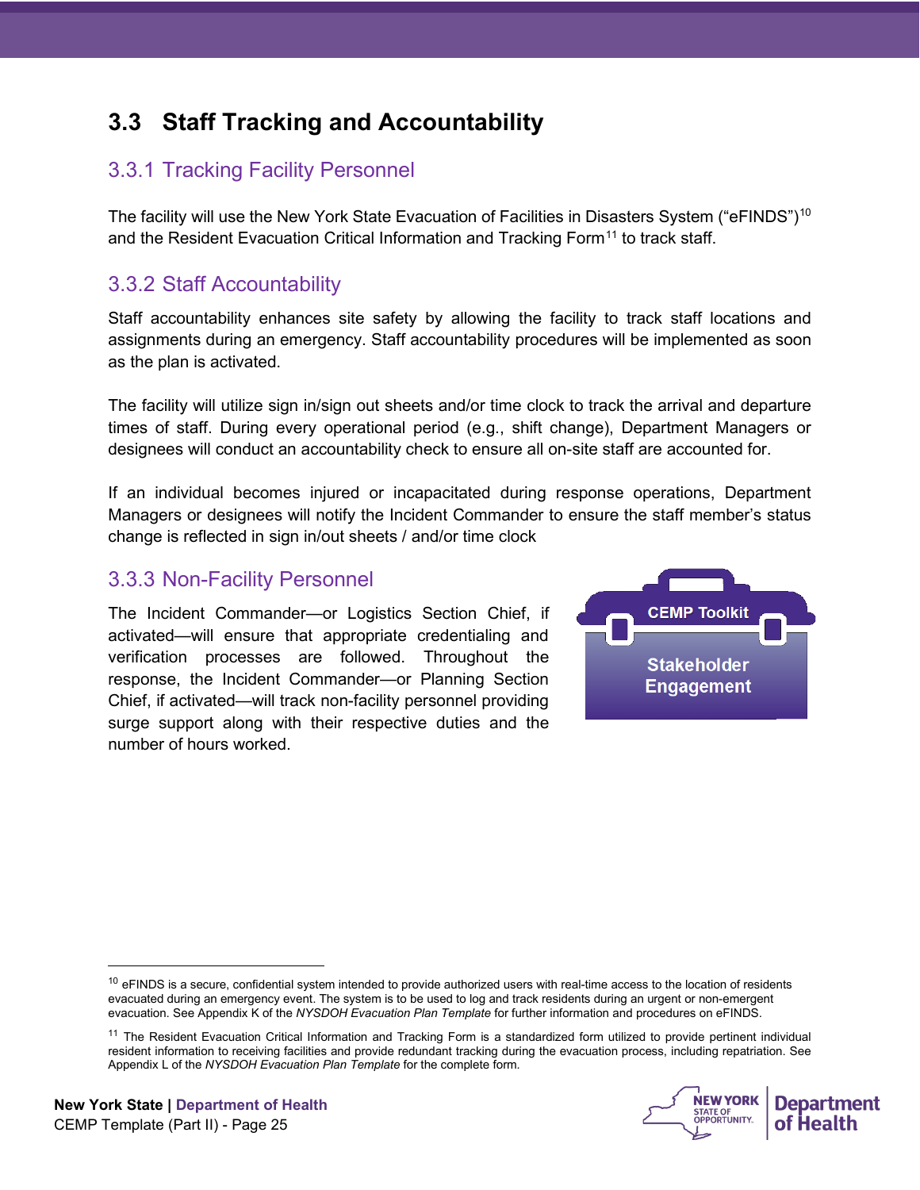## 3.3 Staff Tracking and Accountability

### 3.3.1 Tracking Facility Personnel

The facility will use the New York State Evacuation of Facilities in Disasters System ("eFINDS")[10] and the Resident Evacuation Critical Information and Tracking Form[11] to track staff.

### 3.3.2 Staff Accountability

Staff accountability enhances site safety by allowing the facility to track staff locations and assignments during an emergency. Staff accountability procedures will be implemented as soon as the plan is activated.

The facility will utilize sign in/sign out sheets and/or time clock to track the arrival and departure times of staff. During every operational period (e.g., shift change), Department Managers or designees will conduct an accountability check to ensure all on-site staff are accounted for.

If an individual becomes injured or incapacitated during response operations, Department Managers or designees will notify the Incident Commander to ensure the staff member's status change is reflected in sign in/out sheets / and/or time clock

### 3.3.3 Non-Facility Personnel

The Incident Commander—or Logistics Section Chief, if activated—will ensure that appropriate credentialing and verification processes are followed. Throughout the response, the Incident Commander—or Planning Section Chief, if activated—will track non-facility personnel providing surge support along with their respective duties and the number of hours worked.

**CEMP Toolkit**

**Stakeholder Engagement**

---

[10] eFINDS is a secure, confidential system intended to provide authorized users with real-time access to the location of residents evacuated during an emergency event. The system is to be used to log and track residents during an urgent or non-emergent evacuation. See Appendix K of the *NYSDOH Evacuation Plan Template* for further information and procedures on eFINDS.

[11] The Resident Evacuation Critical Information and Tracking Form is a standardized form utilized to provide pertinent individual resident information to receiving facilities and provide redundant tracking during the evacuation process, including repatriation. See Appendix L of the *NYSDOH Evacuation Plan Template* for the complete form.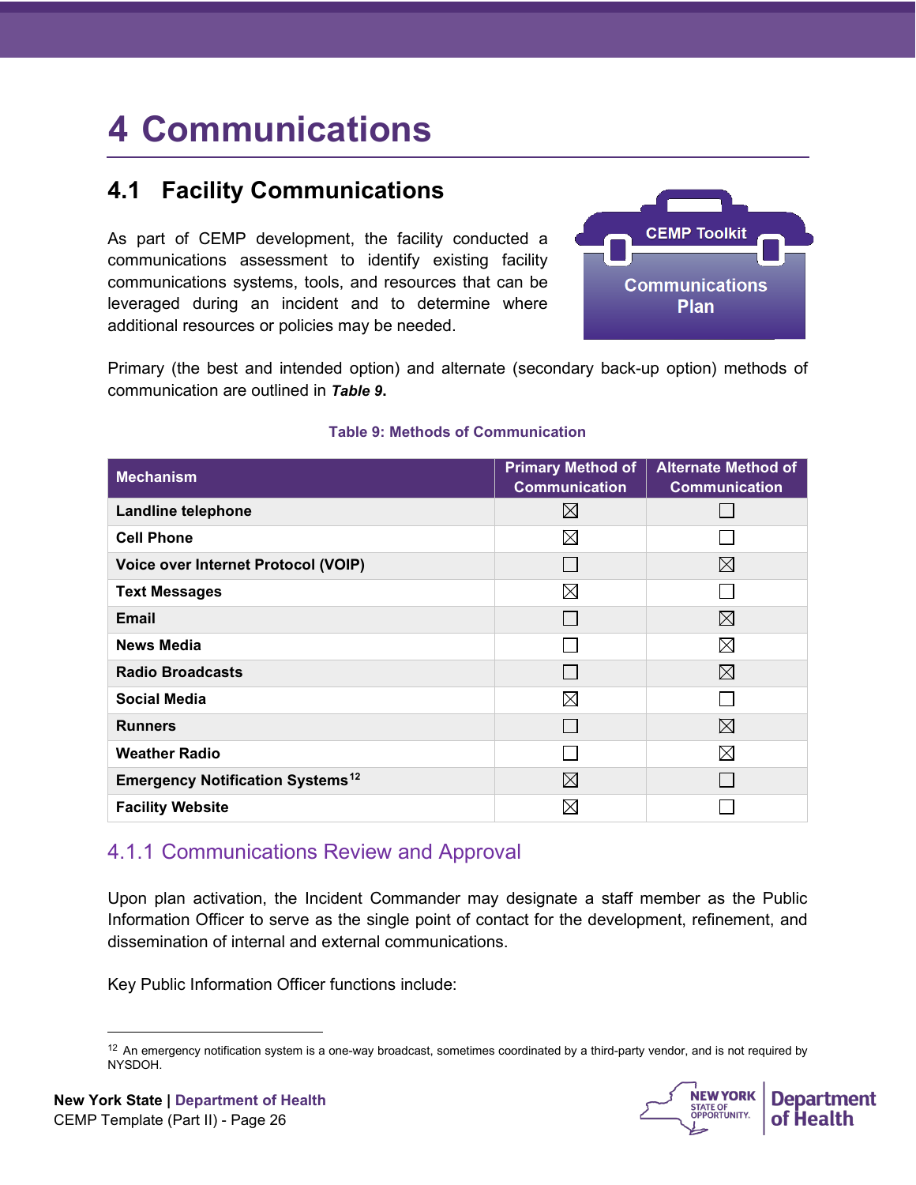# 4 Communications

## 4.1 Facility Communications

As part of CEMP development, the facility conducted a communications assessment to identify existing facility communications systems, tools, and resources that can be leveraged during an incident and to determine where additional resources or policies may be needed.

CEMP Toolkit

Communications Plan

Primary (the best and intended option) and alternate (secondary back-up option) methods of communication are outlined in ***Table 9*.**

**Table 9: Methods of Communication**

| Mechanism | Primary Method of Communication | Alternate Method of Communication |
|---|---|---|
| **Landline telephone** | ☒ | ☐ |
| **Cell Phone** | ☒ | ☐ |
| **Voice over Internet Protocol (VOIP)** | ☐ | ☒ |
| **Text Messages** | ☒ | ☐ |
| **Email** | ☐ | ☒ |
| **News Media** | ☐ | ☒ |
| **Radio Broadcasts** | ☐ | ☒ |
| **Social Media** | ☒ | ☐ |
| **Runners** | ☐ | ☒ |
| **Weather Radio** | ☐ | ☒ |
| **Emergency Notification Systems**[12] | ☒ | ☐ |
| **Facility Website** | ☒ | ☐ |

### 4.1.1 Communications Review and Approval

Upon plan activation, the Incident Commander may designate a staff member as the Public Information Officer to serve as the single point of contact for the development, refinement, and dissemination of internal and external communications.

Key Public Information Officer functions include:

[12] An emergency notification system is a one-way broadcast, sometimes coordinated by a third-party vendor, and is not required by NYSDOH.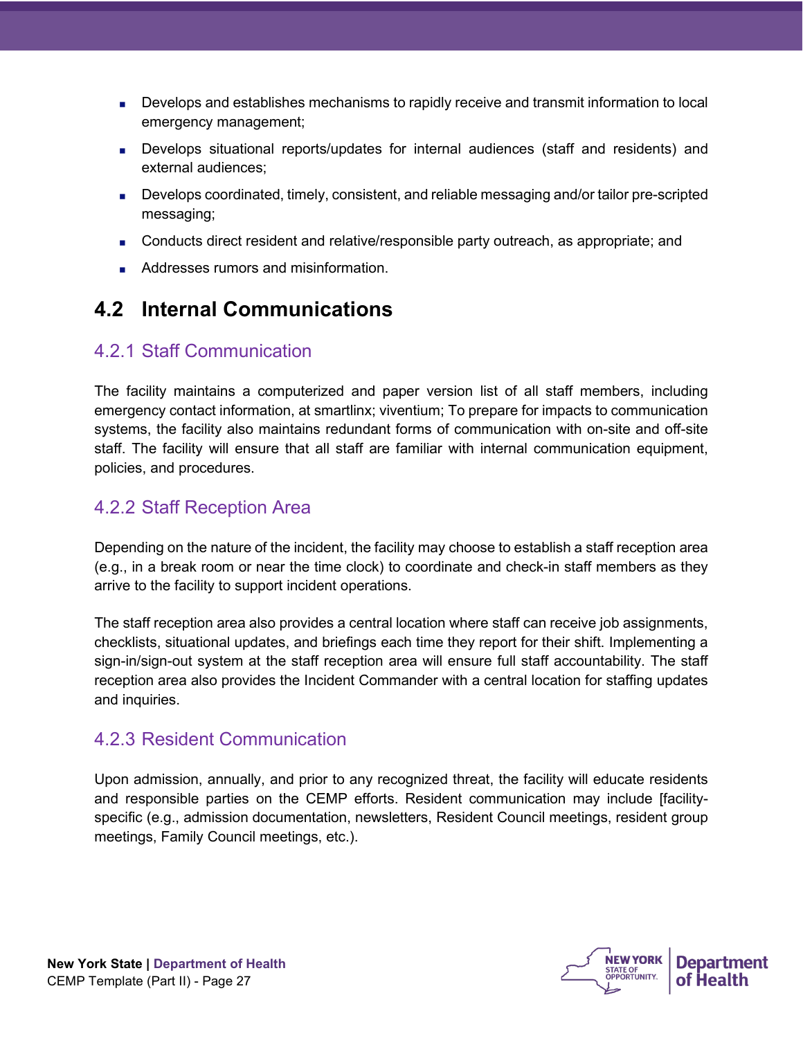- Develops and establishes mechanisms to rapidly receive and transmit information to local emergency management;
- Develops situational reports/updates for internal audiences (staff and residents) and external audiences;
- Develops coordinated, timely, consistent, and reliable messaging and/or tailor pre-scripted messaging;
- Conducts direct resident and relative/responsible party outreach, as appropriate; and
- Addresses rumors and misinformation.

## 4.2 Internal Communications

### 4.2.1 Staff Communication

The facility maintains a computerized and paper version list of all staff members, including emergency contact information, at smartlinx; viventium; To prepare for impacts to communication systems, the facility also maintains redundant forms of communication with on-site and off-site staff. The facility will ensure that all staff are familiar with internal communication equipment, policies, and procedures.

### 4.2.2 Staff Reception Area

Depending on the nature of the incident, the facility may choose to establish a staff reception area (e.g., in a break room or near the time clock) to coordinate and check-in staff members as they arrive to the facility to support incident operations.

The staff reception area also provides a central location where staff can receive job assignments, checklists, situational updates, and briefings each time they report for their shift. Implementing a sign-in/sign-out system at the staff reception area will ensure full staff accountability. The staff reception area also provides the Incident Commander with a central location for staffing updates and inquiries.

### 4.2.3 Resident Communication

Upon admission, annually, and prior to any recognized threat, the facility will educate residents and responsible parties on the CEMP efforts. Resident communication may include [facility-specific (e.g., admission documentation, newsletters, Resident Council meetings, resident group meetings, Family Council meetings, etc.).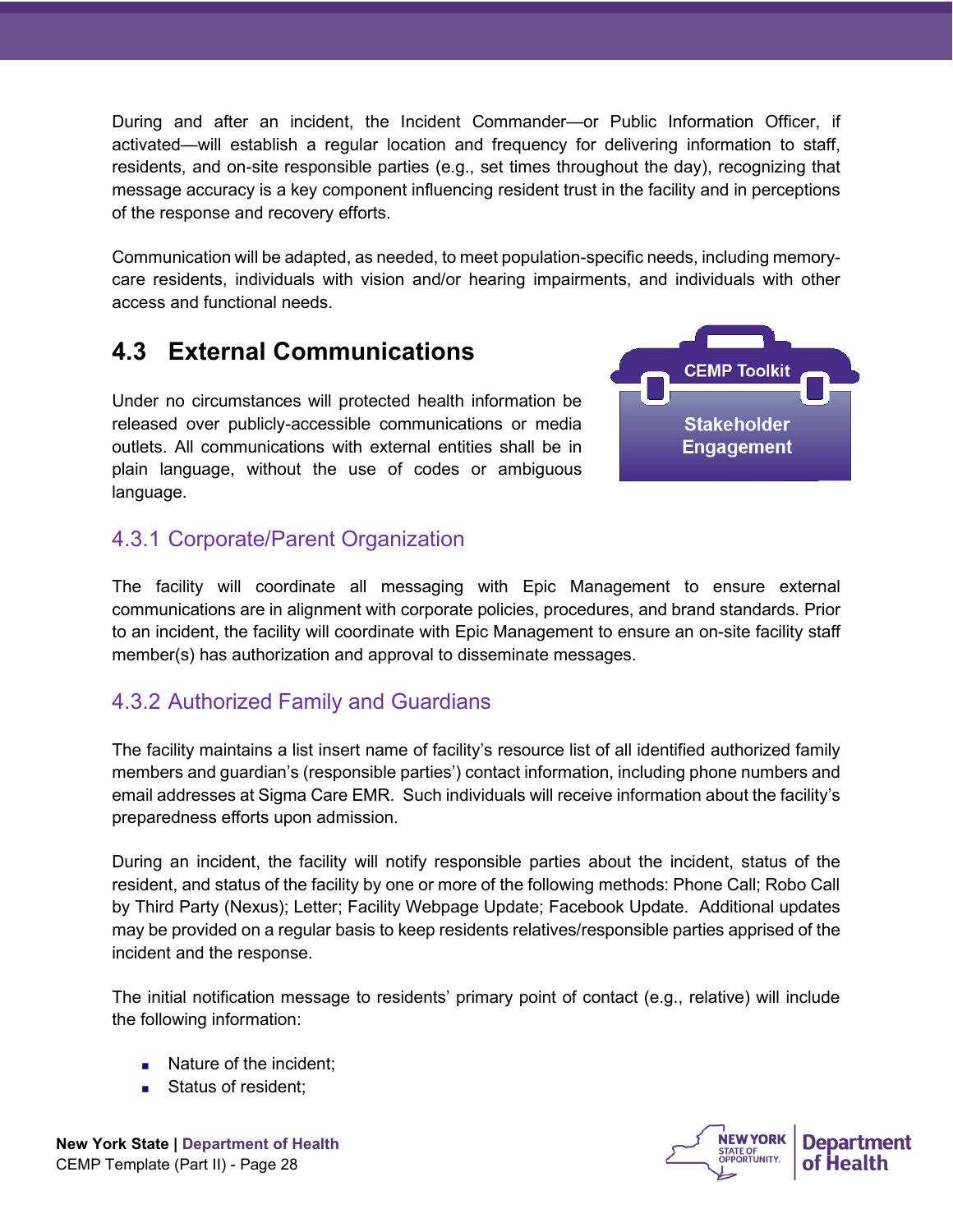During and after an incident, the Incident Commander—or Public Information Officer, if activated—will establish a regular location and frequency for delivering information to staff, residents, and on-site responsible parties (e.g., set times throughout the day), recognizing that message accuracy is a key component influencing resident trust in the facility and in perceptions of the response and recovery efforts.

Communication will be adapted, as needed, to meet population-specific needs, including memory-care residents, individuals with vision and/or hearing impairments, and individuals with other access and functional needs.

## 4.3 External Communications

CEMP Toolkit

Stakeholder Engagement

Under no circumstances will protected health information be released over publicly-accessible communications or media outlets. All communications with external entities shall be in plain language, without the use of codes or ambiguous language.

### 4.3.1 Corporate/Parent Organization

The facility will coordinate all messaging with Epic Management to ensure external communications are in alignment with corporate policies, procedures, and brand standards. Prior to an incident, the facility will coordinate with Epic Management to ensure an on-site facility staff member(s) has authorization and approval to disseminate messages.

### 4.3.2 Authorized Family and Guardians

The facility maintains a list insert name of facility's resource list of all identified authorized family members and guardian's (responsible parties') contact information, including phone numbers and email addresses at Sigma Care EMR. Such individuals will receive information about the facility's preparedness efforts upon admission.

During an incident, the facility will notify responsible parties about the incident, status of the resident, and status of the facility by one or more of the following methods: Phone Call; Robo Call by Third Party (Nexus); Letter; Facility Webpage Update; Facebook Update. Additional updates may be provided on a regular basis to keep residents relatives/responsible parties apprised of the incident and the response.

The initial notification message to residents' primary point of contact (e.g., relative) will include the following information:

- Nature of the incident;
- Status of resident;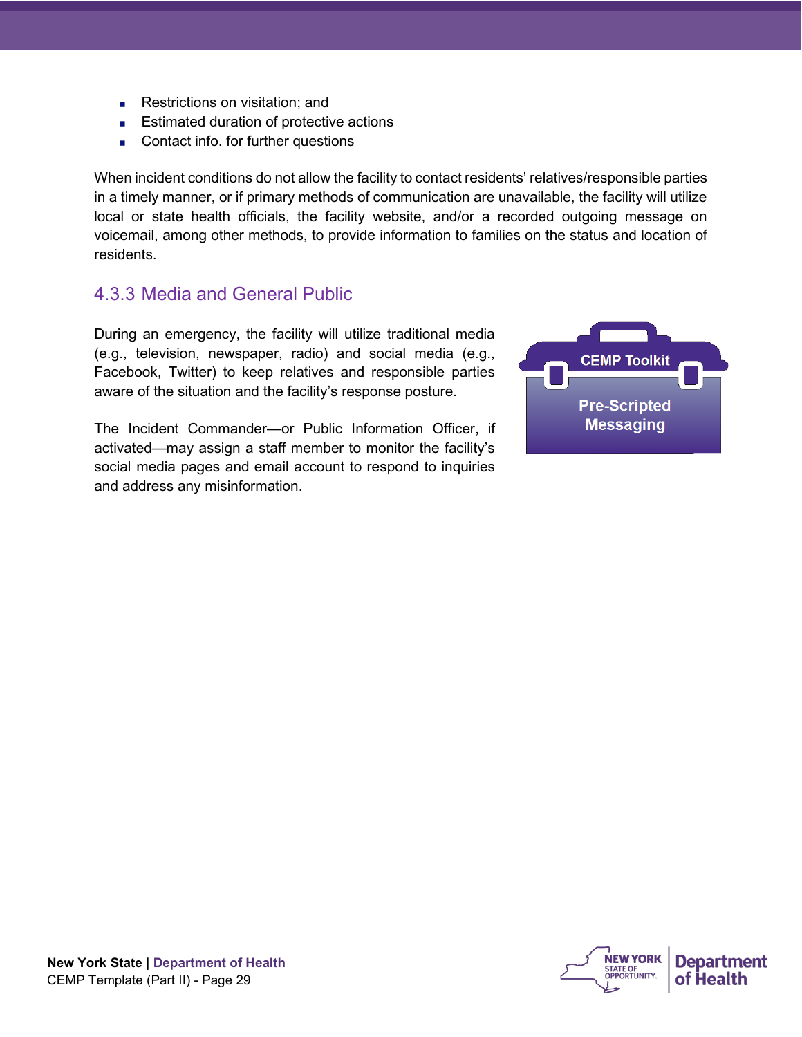- Restrictions on visitation; and
- Estimated duration of protective actions
- Contact info. for further questions

When incident conditions do not allow the facility to contact residents' relatives/responsible parties in a timely manner, or if primary methods of communication are unavailable, the facility will utilize local or state health officials, the facility website, and/or a recorded outgoing message on voicemail, among other methods, to provide information to families on the status and location of residents.

### 4.3.3 Media and General Public

During an emergency, the facility will utilize traditional media (e.g., television, newspaper, radio) and social media (e.g., Facebook, Twitter) to keep relatives and responsible parties aware of the situation and the facility's response posture.

**CEMP Toolkit**

**Pre-Scripted Messaging**

The Incident Commander—or Public Information Officer, if activated—may assign a staff member to monitor the facility's social media pages and email account to respond to inquiries and address any misinformation.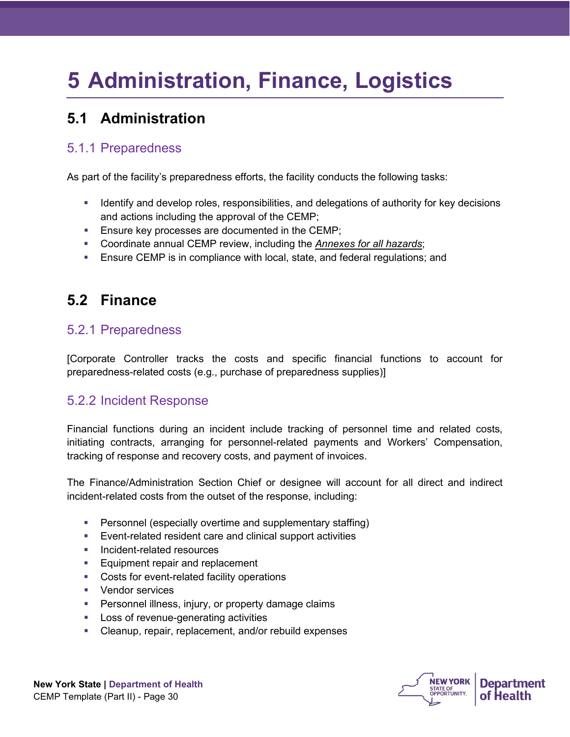# 5 Administration, Finance, Logistics

## 5.1 Administration

### 5.1.1 Preparedness

As part of the facility's preparedness efforts, the facility conducts the following tasks:

- Identify and develop roles, responsibilities, and delegations of authority for key decisions and actions including the approval of the CEMP;
- Ensure key processes are documented in the CEMP;
- Coordinate annual CEMP review, including the *Annexes for all hazards*;
- Ensure CEMP is in compliance with local, state, and federal regulations; and

## 5.2 Finance

### 5.2.1 Preparedness

[Corporate Controller tracks the costs and specific financial functions to account for preparedness-related costs (e.g., purchase of preparedness supplies)]

### 5.2.2 Incident Response

Financial functions during an incident include tracking of personnel time and related costs, initiating contracts, arranging for personnel-related payments and Workers' Compensation, tracking of response and recovery costs, and payment of invoices.

The Finance/Administration Section Chief or designee will account for all direct and indirect incident-related costs from the outset of the response, including:

- Personnel (especially overtime and supplementary staffing)
- Event-related resident care and clinical support activities
- Incident-related resources
- Equipment repair and replacement
- Costs for event-related facility operations
- Vendor services
- Personnel illness, injury, or property damage claims
- Loss of revenue-generating activities
- Cleanup, repair, replacement, and/or rebuild expenses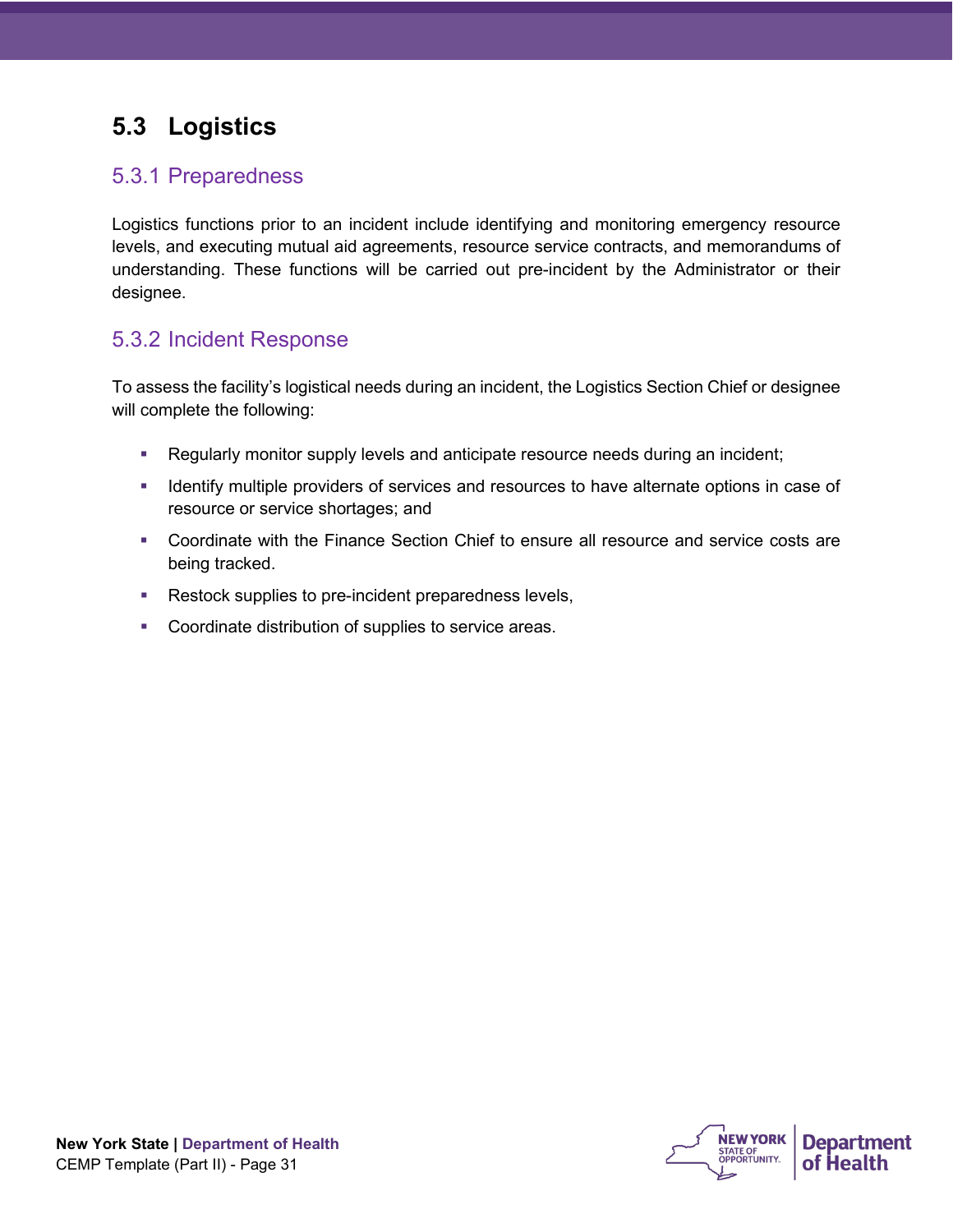## 5.3 Logistics

### 5.3.1 Preparedness

Logistics functions prior to an incident include identifying and monitoring emergency resource levels, and executing mutual aid agreements, resource service contracts, and memorandums of understanding. These functions will be carried out pre-incident by the Administrator or their designee.

### 5.3.2 Incident Response

To assess the facility's logistical needs during an incident, the Logistics Section Chief or designee will complete the following:

- Regularly monitor supply levels and anticipate resource needs during an incident;
- Identify multiple providers of services and resources to have alternate options in case of resource or service shortages; and
- Coordinate with the Finance Section Chief to ensure all resource and service costs are being tracked.
- Restock supplies to pre-incident preparedness levels,
- Coordinate distribution of supplies to service areas.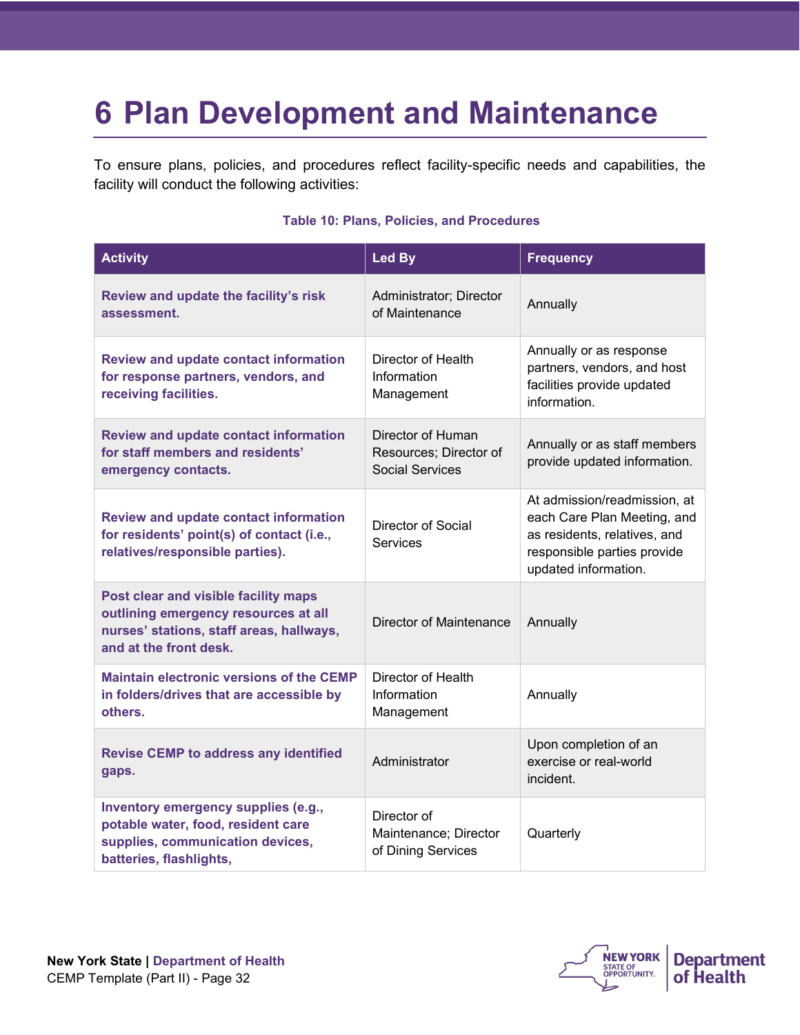# 6 Plan Development and Maintenance

To ensure plans, policies, and procedures reflect facility-specific needs and capabilities, the facility will conduct the following activities:

**Table 10: Plans, Policies, and Procedures**

| Activity | Led By | Frequency |
|---|---|---|
| **Review and update the facility's risk assessment.** | Administrator; Director of Maintenance | Annually |
| **Review and update contact information for response partners, vendors, and receiving facilities.** | Director of Health Information Management | Annually or as response partners, vendors, and host facilities provide updated information. |
| **Review and update contact information for staff members and residents' emergency contacts.** | Director of Human Resources; Director of Social Services | Annually or as staff members provide updated information. |
| **Review and update contact information for residents' point(s) of contact (i.e., relatives/responsible parties).** | Director of Social Services | At admission/readmission, at each Care Plan Meeting, and as residents, relatives, and responsible parties provide updated information. |
| **Post clear and visible facility maps outlining emergency resources at all nurses' stations, staff areas, hallways, and at the front desk.** | Director of Maintenance | Annually |
| **Maintain electronic versions of the CEMP in folders/drives that are accessible by others.** | Director of Health Information Management | Annually |
| **Revise CEMP to address any identified gaps.** | Administrator | Upon completion of an exercise or real-world incident. |
| **Inventory emergency supplies (e.g., potable water, food, resident care supplies, communication devices, batteries, flashlights,** | Director of Maintenance; Director of Dining Services | Quarterly |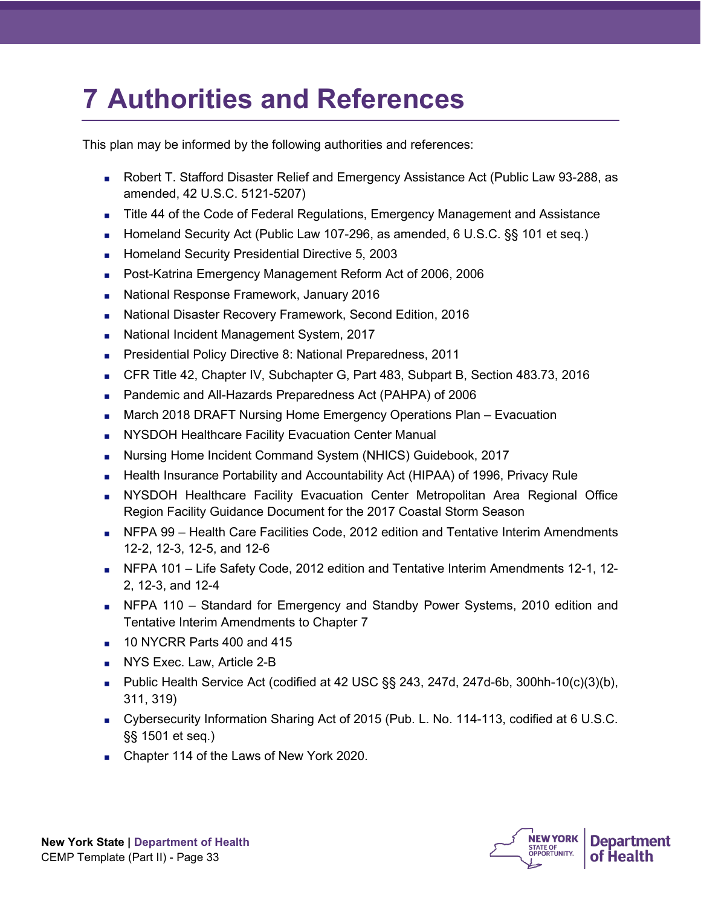# 7 Authorities and References

This plan may be informed by the following authorities and references:

- Robert T. Stafford Disaster Relief and Emergency Assistance Act (Public Law 93-288, as amended, 42 U.S.C. 5121-5207)
- Title 44 of the Code of Federal Regulations, Emergency Management and Assistance
- Homeland Security Act (Public Law 107-296, as amended, 6 U.S.C. §§ 101 et seq.)
- Homeland Security Presidential Directive 5, 2003
- Post-Katrina Emergency Management Reform Act of 2006, 2006
- National Response Framework, January 2016
- National Disaster Recovery Framework, Second Edition, 2016
- National Incident Management System, 2017
- Presidential Policy Directive 8: National Preparedness, 2011
- CFR Title 42, Chapter IV, Subchapter G, Part 483, Subpart B, Section 483.73, 2016
- Pandemic and All-Hazards Preparedness Act (PAHPA) of 2006
- March 2018 DRAFT Nursing Home Emergency Operations Plan – Evacuation
- NYSDOH Healthcare Facility Evacuation Center Manual
- Nursing Home Incident Command System (NHICS) Guidebook, 2017
- Health Insurance Portability and Accountability Act (HIPAA) of 1996, Privacy Rule
- NYSDOH Healthcare Facility Evacuation Center Metropolitan Area Regional Office Region Facility Guidance Document for the 2017 Coastal Storm Season
- NFPA 99 – Health Care Facilities Code, 2012 edition and Tentative Interim Amendments 12-2, 12-3, 12-5, and 12-6
- NFPA 101 – Life Safety Code, 2012 edition and Tentative Interim Amendments 12-1, 12-2, 12-3, and 12-4
- NFPA 110 – Standard for Emergency and Standby Power Systems, 2010 edition and Tentative Interim Amendments to Chapter 7
- 10 NYCRR Parts 400 and 415
- NYS Exec. Law, Article 2-B
- Public Health Service Act (codified at 42 USC §§ 243, 247d, 247d-6b, 300hh-10(c)(3)(b), 311, 319)
- Cybersecurity Information Sharing Act of 2015 (Pub. L. No. 114-113, codified at 6 U.S.C. §§ 1501 et seq.)
- Chapter 114 of the Laws of New York 2020.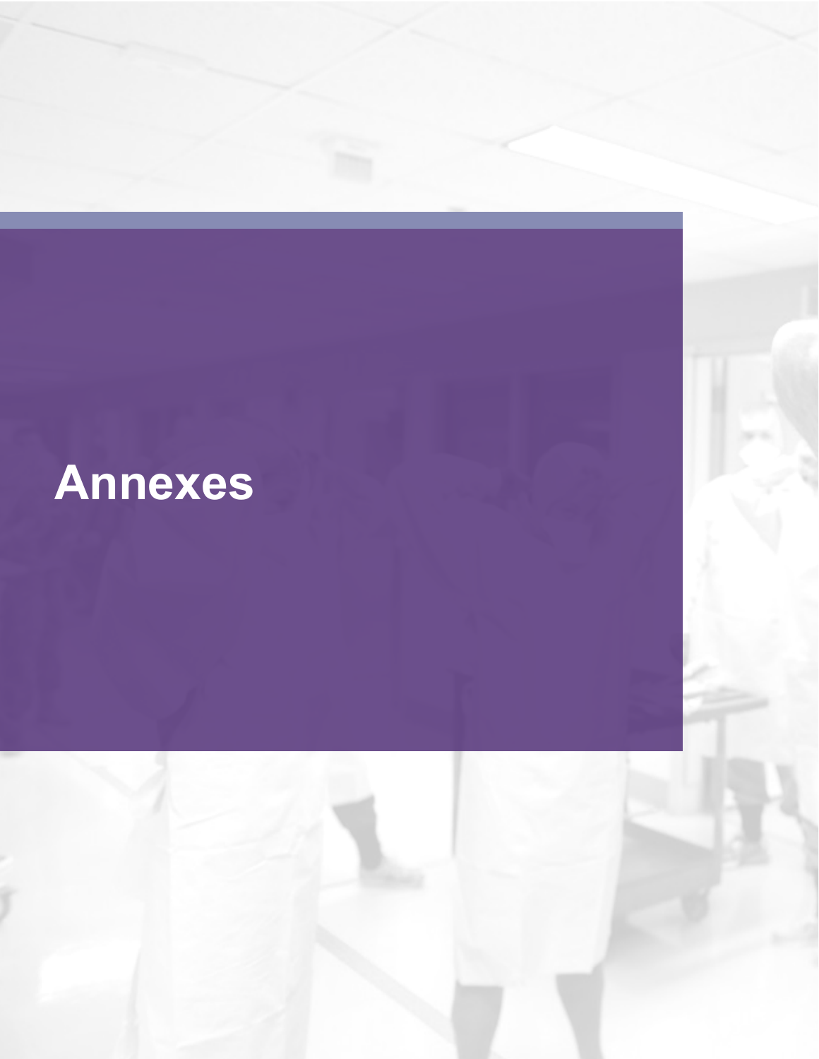# Annexes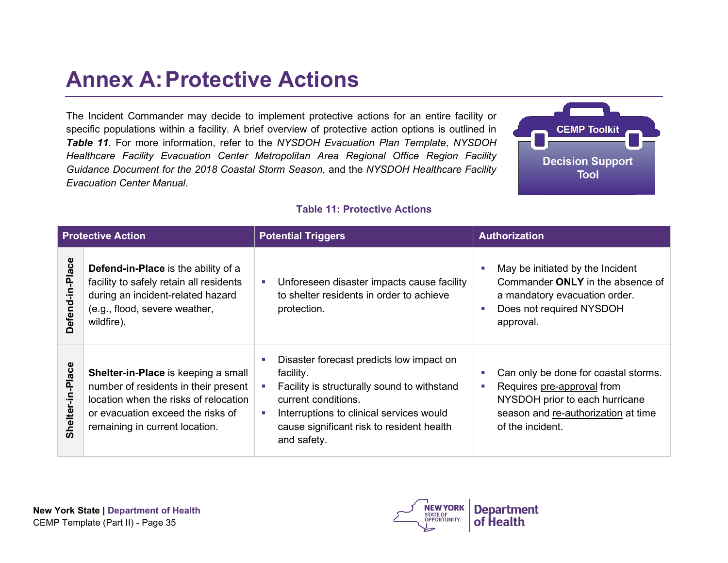# Annex A: Protective Actions

The Incident Commander may decide to implement protective actions for an entire facility or specific populations within a facility. A brief overview of protective action options is outlined in ***Table 11***. For more information, refer to the *NYSDOH Evacuation Plan Template*, *NYSDOH Healthcare Facility Evacuation Center Metropolitan Area Regional Office Region Facility Guidance Document for the 2018 Coastal Storm Season*, and the *NYSDOH Healthcare Facility Evacuation Center Manual*.

CEMP Toolkit

Decision Support Tool

**Table 11: Protective Actions**

| Protective Action | | Potential Triggers | Authorization |
|---|---|---|---|
| **Defend-in-Place** | **Defend-in-Place** is the ability of a facility to safely retain all residents during an incident-related hazard (e.g., flood, severe weather, wildfire). | ▪ Unforeseen disaster impacts cause facility to shelter residents in order to achieve protection. | ▪ May be initiated by the Incident Commander **ONLY** in the absence of a mandatory evacuation order.<br>▪ Does not required NYSDOH approval. |
| **Shelter-in-Place** | **Shelter-in-Place** is keeping a small number of residents in their present location when the risks of relocation or evacuation exceed the risks of remaining in current location. | ▪ Disaster forecast predicts low impact on facility.<br>▪ Facility is structurally sound to withstand current conditions.<br>▪ Interruptions to clinical services would cause significant risk to resident health and safety. | ▪ Can only be done for coastal storms.<br>▪ Requires pre-approval from NYSDOH prior to each hurricane season and re-authorization at time of the incident. |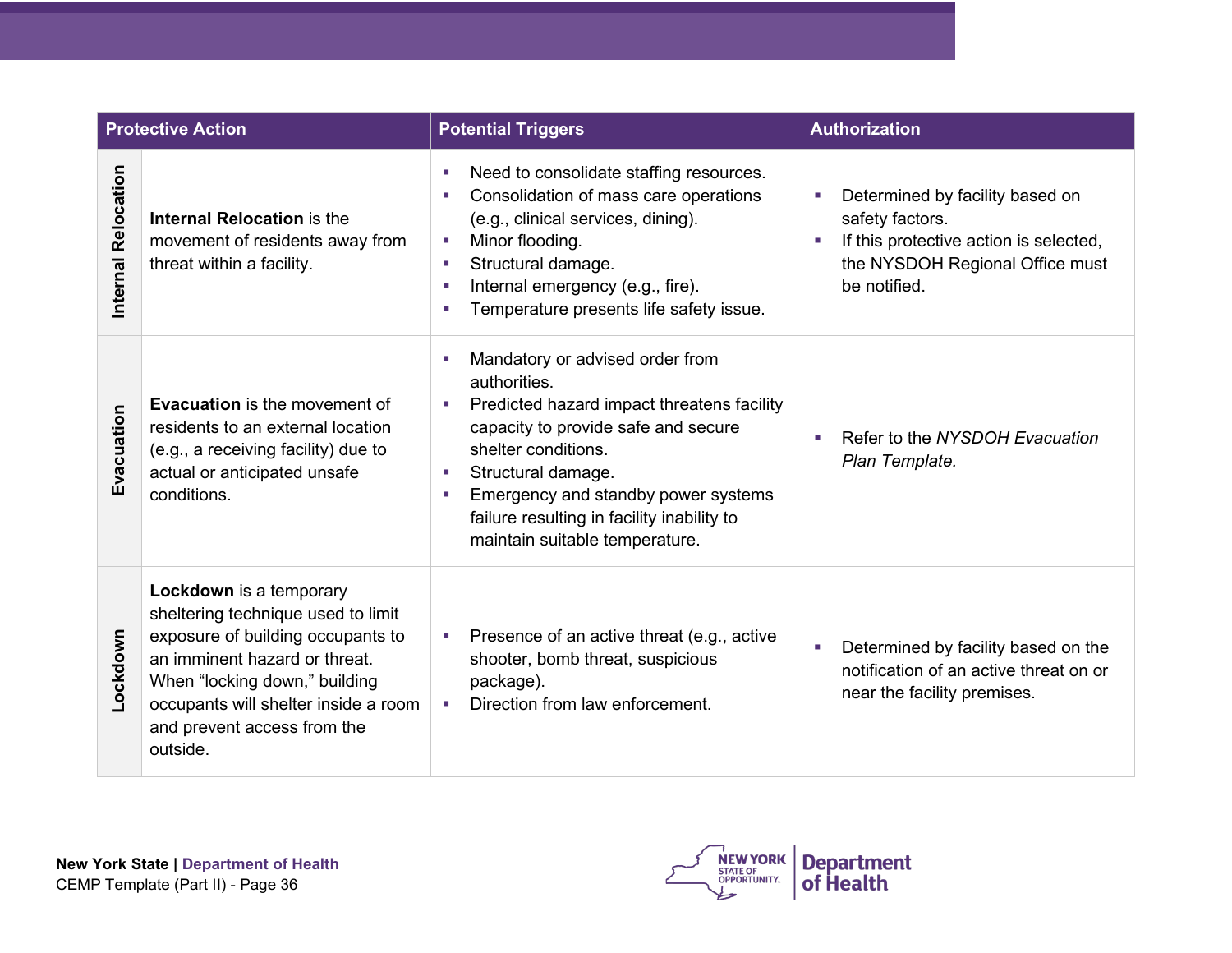| Protective Action | | Potential Triggers | Authorization |
|---|---|---|---|
| Internal Relocation | **Internal Relocation** is the movement of residents away from threat within a facility. | ▪ Need to consolidate staffing resources.<br>▪ Consolidation of mass care operations (e.g., clinical services, dining).<br>▪ Minor flooding.<br>▪ Structural damage.<br>▪ Internal emergency (e.g., fire).<br>▪ Temperature presents life safety issue. | ▪ Determined by facility based on safety factors.<br>▪ If this protective action is selected, the NYSDOH Regional Office must be notified. |
| Evacuation | **Evacuation** is the movement of residents to an external location (e.g., a receiving facility) due to actual or anticipated unsafe conditions. | ▪ Mandatory or advised order from authorities.<br>▪ Predicted hazard impact threatens facility capacity to provide safe and secure shelter conditions.<br>▪ Structural damage.<br>▪ Emergency and standby power systems failure resulting in facility inability to maintain suitable temperature. | ▪ Refer to the *NYSDOH Evacuation Plan Template.* |
| Lockdown | **Lockdown** is a temporary sheltering technique used to limit exposure of building occupants to an imminent hazard or threat. When "locking down," building occupants will shelter inside a room and prevent access from the outside. | ▪ Presence of an active threat (e.g., active shooter, bomb threat, suspicious package).<br>▪ Direction from law enforcement. | ▪ Determined by facility based on the notification of an active threat on or near the facility premises. |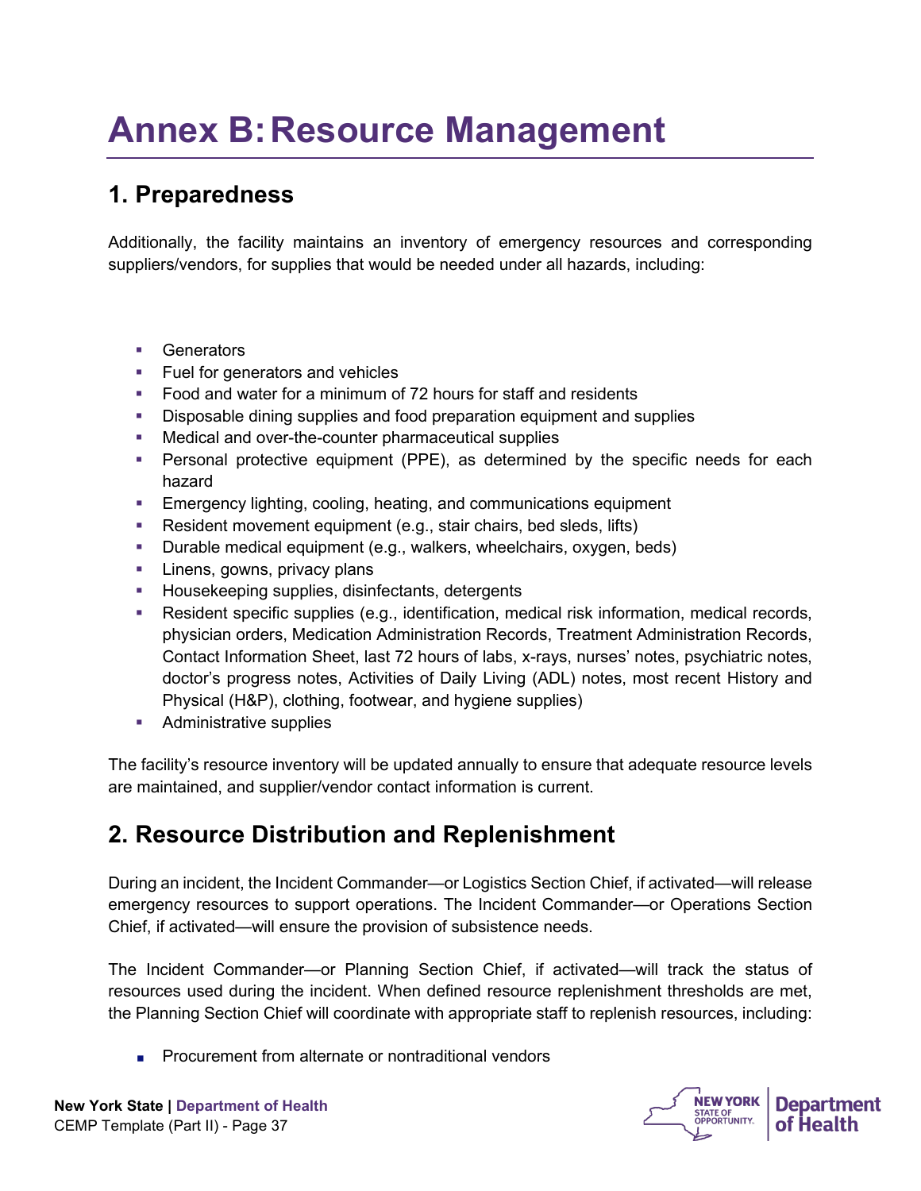# Annex B: Resource Management

## 1. Preparedness

Additionally, the facility maintains an inventory of emergency resources and corresponding suppliers/vendors, for supplies that would be needed under all hazards, including:

- Generators
- Fuel for generators and vehicles
- Food and water for a minimum of 72 hours for staff and residents
- Disposable dining supplies and food preparation equipment and supplies
- Medical and over-the-counter pharmaceutical supplies
- Personal protective equipment (PPE), as determined by the specific needs for each hazard
- Emergency lighting, cooling, heating, and communications equipment
- Resident movement equipment (e.g., stair chairs, bed sleds, lifts)
- Durable medical equipment (e.g., walkers, wheelchairs, oxygen, beds)
- Linens, gowns, privacy plans
- Housekeeping supplies, disinfectants, detergents
- Resident specific supplies (e.g., identification, medical risk information, medical records, physician orders, Medication Administration Records, Treatment Administration Records, Contact Information Sheet, last 72 hours of labs, x-rays, nurses' notes, psychiatric notes, doctor's progress notes, Activities of Daily Living (ADL) notes, most recent History and Physical (H&P), clothing, footwear, and hygiene supplies)
- Administrative supplies

The facility's resource inventory will be updated annually to ensure that adequate resource levels are maintained, and supplier/vendor contact information is current.

## 2. Resource Distribution and Replenishment

During an incident, the Incident Commander—or Logistics Section Chief, if activated—will release emergency resources to support operations. The Incident Commander—or Operations Section Chief, if activated—will ensure the provision of subsistence needs.

The Incident Commander—or Planning Section Chief, if activated—will track the status of resources used during the incident. When defined resource replenishment thresholds are met, the Planning Section Chief will coordinate with appropriate staff to replenish resources, including:

- Procurement from alternate or nontraditional vendors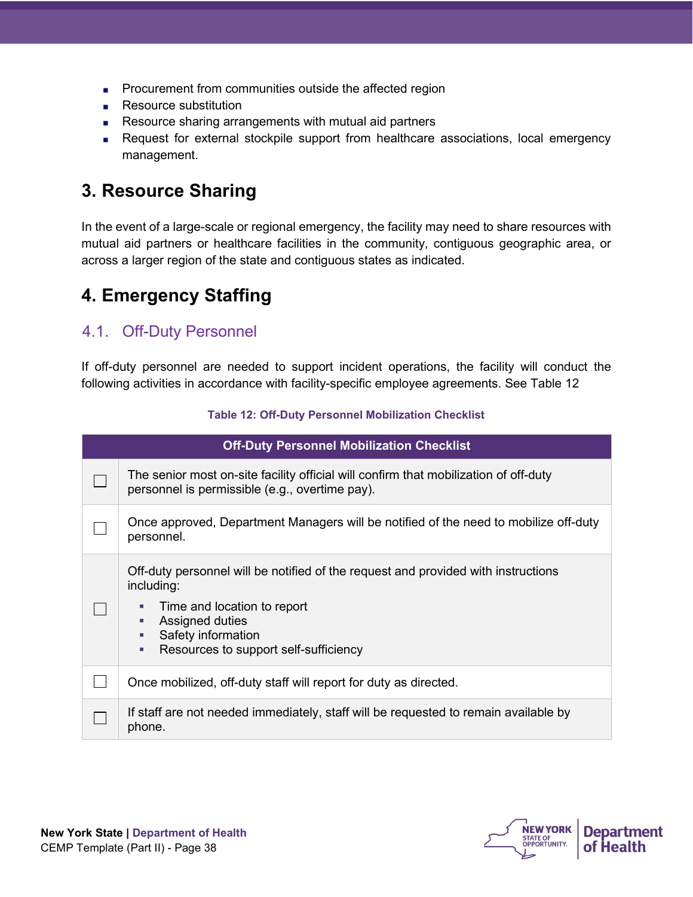- Procurement from communities outside the affected region
- Resource substitution
- Resource sharing arrangements with mutual aid partners
- Request for external stockpile support from healthcare associations, local emergency management.

# 3. Resource Sharing

In the event of a large-scale or regional emergency, the facility may need to share resources with mutual aid partners or healthcare facilities in the community, contiguous geographic area, or across a larger region of the state and contiguous states as indicated.

# 4. Emergency Staffing

## 4.1. Off-Duty Personnel

If off-duty personnel are needed to support incident operations, the facility will conduct the following activities in accordance with facility-specific employee agreements. See Table 12

**Table 12: Off-Duty Personnel Mobilization Checklist**

| Off-Duty Personnel Mobilization Checklist | |
|---|---|
| ☐ | The senior most on-site facility official will confirm that mobilization of off-duty personnel is permissible (e.g., overtime pay). |
| ☐ | Once approved, Department Managers will be notified of the need to mobilize off-duty personnel. |
| ☐ | Off-duty personnel will be notified of the request and provided with instructions including:<br>▪ Time and location to report<br>▪ Assigned duties<br>▪ Safety information<br>▪ Resources to support self-sufficiency |
| ☐ | Once mobilized, off-duty staff will report for duty as directed. |
| ☐ | If staff are not needed immediately, staff will be requested to remain available by phone. |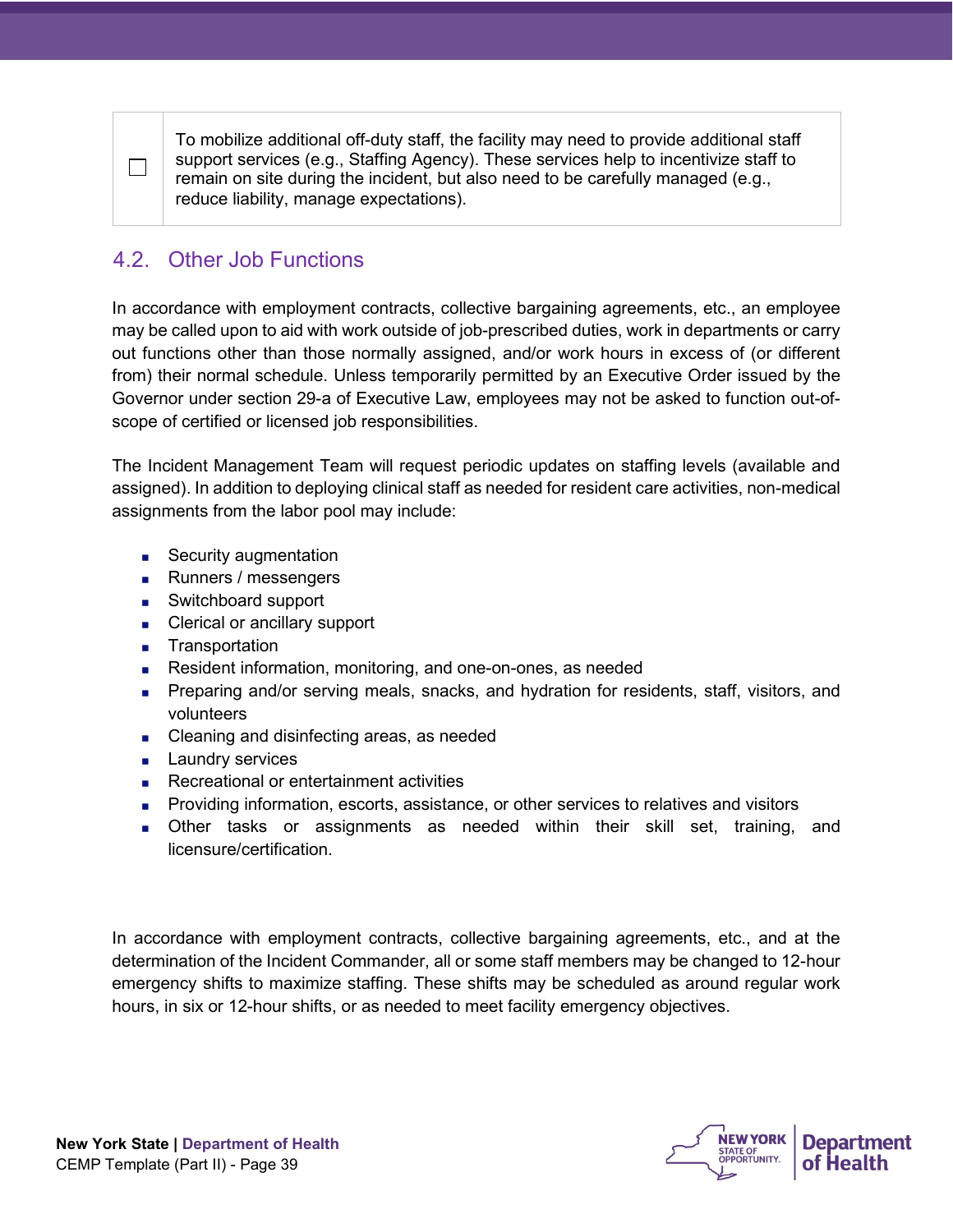| ☐ | To mobilize additional off-duty staff, the facility may need to provide additional staff support services (e.g., Staffing Agency). These services help to incentivize staff to remain on site during the incident, but also need to be carefully managed (e.g., reduce liability, manage expectations). |
|---|---|

## 4.2. Other Job Functions

In accordance with employment contracts, collective bargaining agreements, etc., an employee may be called upon to aid with work outside of job-prescribed duties, work in departments or carry out functions other than those normally assigned, and/or work hours in excess of (or different from) their normal schedule. Unless temporarily permitted by an Executive Order issued by the Governor under section 29-a of Executive Law, employees may not be asked to function out-of-scope of certified or licensed job responsibilities.

The Incident Management Team will request periodic updates on staffing levels (available and assigned). In addition to deploying clinical staff as needed for resident care activities, non-medical assignments from the labor pool may include:

- Security augmentation
- Runners / messengers
- Switchboard support
- Clerical or ancillary support
- Transportation
- Resident information, monitoring, and one-on-ones, as needed
- Preparing and/or serving meals, snacks, and hydration for residents, staff, visitors, and volunteers
- Cleaning and disinfecting areas, as needed
- Laundry services
- Recreational or entertainment activities
- Providing information, escorts, assistance, or other services to relatives and visitors
- Other tasks or assignments as needed within their skill set, training, and licensure/certification.

In accordance with employment contracts, collective bargaining agreements, etc., and at the determination of the Incident Commander, all or some staff members may be changed to 12-hour emergency shifts to maximize staffing. These shifts may be scheduled as around regular work hours, in six or 12-hour shifts, or as needed to meet facility emergency objectives.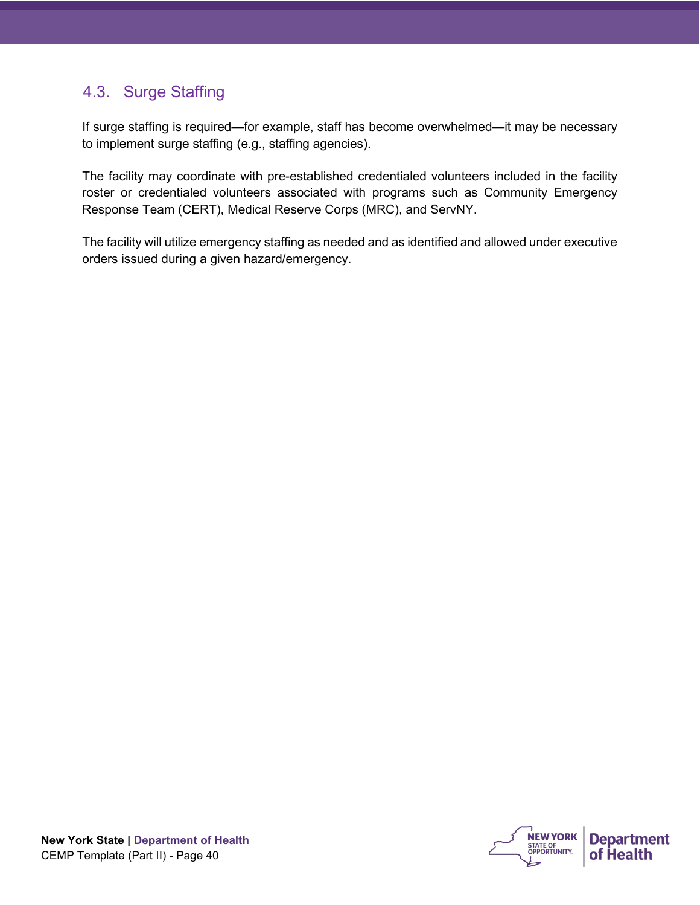## 4.3. Surge Staffing

If surge staffing is required—for example, staff has become overwhelmed—it may be necessary to implement surge staffing (e.g., staffing agencies).

The facility may coordinate with pre-established credentialed volunteers included in the facility roster or credentialed volunteers associated with programs such as Community Emergency Response Team (CERT), Medical Reserve Corps (MRC), and ServNY.

The facility will utilize emergency staffing as needed and as identified and allowed under executive orders issued during a given hazard/emergency.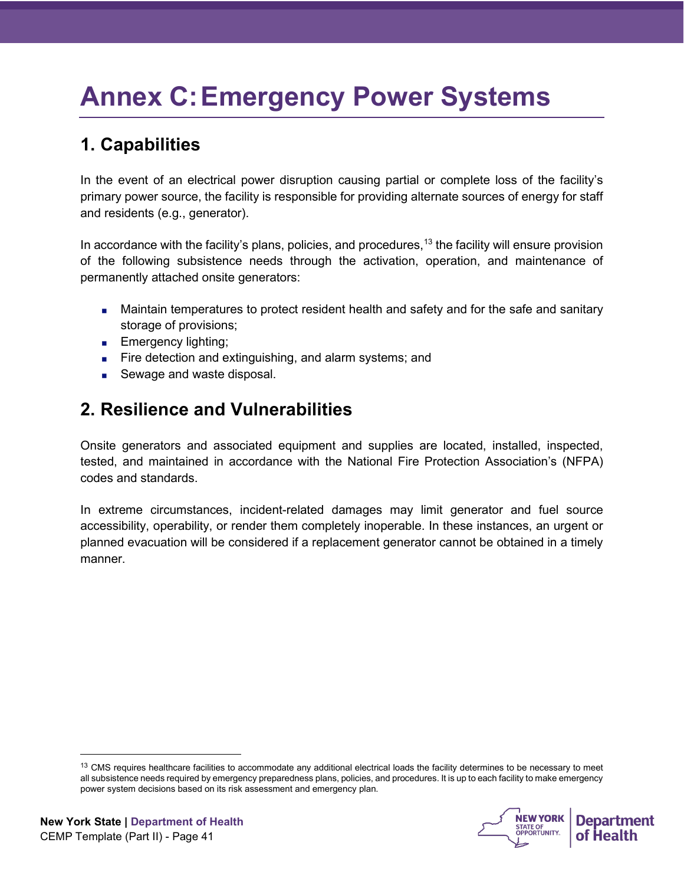# Annex C: Emergency Power Systems

## 1. Capabilities

In the event of an electrical power disruption causing partial or complete loss of the facility's primary power source, the facility is responsible for providing alternate sources of energy for staff and residents (e.g., generator).

In accordance with the facility's plans, policies, and procedures,[13] the facility will ensure provision of the following subsistence needs through the activation, operation, and maintenance of permanently attached onsite generators:

- Maintain temperatures to protect resident health and safety and for the safe and sanitary storage of provisions;
- Emergency lighting;
- Fire detection and extinguishing, and alarm systems; and
- Sewage and waste disposal.

## 2. Resilience and Vulnerabilities

Onsite generators and associated equipment and supplies are located, installed, inspected, tested, and maintained in accordance with the National Fire Protection Association's (NFPA) codes and standards.

In extreme circumstances, incident-related damages may limit generator and fuel source accessibility, operability, or render them completely inoperable. In these instances, an urgent or planned evacuation will be considered if a replacement generator cannot be obtained in a timely manner.

---

[13] CMS requires healthcare facilities to accommodate any additional electrical loads the facility determines to be necessary to meet all subsistence needs required by emergency preparedness plans, policies, and procedures. It is up to each facility to make emergency power system decisions based on its risk assessment and emergency plan.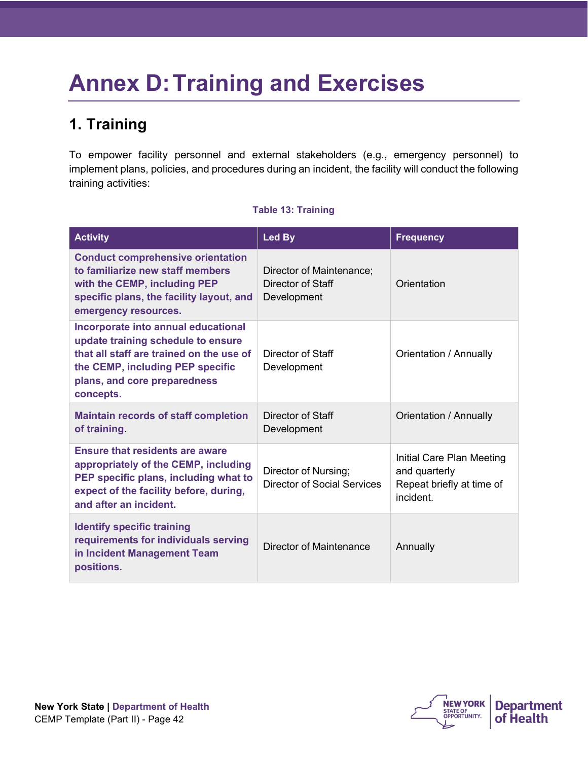# Annex D: Training and Exercises

## 1. Training

To empower facility personnel and external stakeholders (e.g., emergency personnel) to implement plans, policies, and procedures during an incident, the facility will conduct the following training activities:

**Table 13: Training**

| Activity | Led By | Frequency |
|---|---|---|
| **Conduct comprehensive orientation to familiarize new staff members with the CEMP, including PEP specific plans, the facility layout, and emergency resources.** | Director of Maintenance; Director of Staff Development | Orientation |
| **Incorporate into annual educational update training schedule to ensure that all staff are trained on the use of the CEMP, including PEP specific plans, and core preparedness concepts.** | Director of Staff Development | Orientation / Annually |
| **Maintain records of staff completion of training**. | Director of Staff Development | Orientation / Annually |
| **Ensure that residents are aware appropriately of the CEMP, including PEP specific plans, including what to expect of the facility before, during, and after an incident.** | Director of Nursing; Director of Social Services | Initial Care Plan Meeting and quarterly<br>Repeat briefly at time of incident. |
| **Identify specific training requirements for individuals serving in Incident Management Team positions.** | Director of Maintenance | Annually |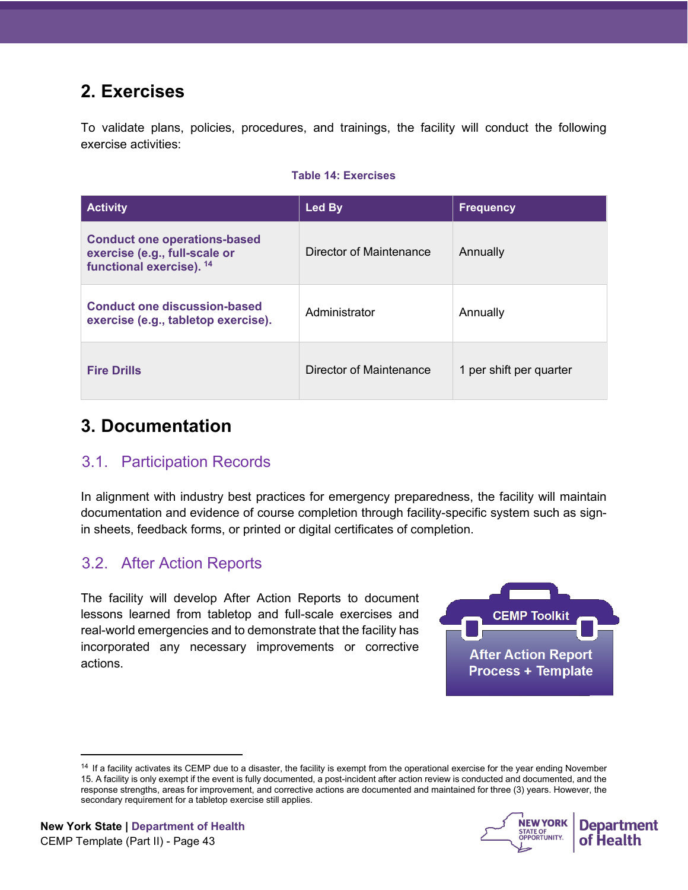## 2. Exercises

To validate plans, policies, procedures, and trainings, the facility will conduct the following exercise activities:

**Table 14: Exercises**

| Activity | Led By | Frequency |
|---|---|---|
| **Conduct one operations-based exercise (e.g., full-scale or functional exercise).** [14] | Director of Maintenance | Annually |
| **Conduct one discussion-based exercise (e.g., tabletop exercise).** | Administrator | Annually |
| **Fire Drills** | Director of Maintenance | 1 per shift per quarter |

## 3. Documentation

### 3.1. Participation Records

In alignment with industry best practices for emergency preparedness, the facility will maintain documentation and evidence of course completion through facility-specific system such as sign-in sheets, feedback forms, or printed or digital certificates of completion.

### 3.2. After Action Reports

The facility will develop After Action Reports to document lessons learned from tabletop and full-scale exercises and real-world emergencies and to demonstrate that the facility has incorporated any necessary improvements or corrective actions.

**CEMP Toolkit**

**After Action Report Process + Template**

---

[14] If a facility activates its CEMP due to a disaster, the facility is exempt from the operational exercise for the year ending November 15. A facility is only exempt if the event is fully documented, a post-incident after action review is conducted and documented, and the response strengths, areas for improvement, and corrective actions are documented and maintained for three (3) years. However, the secondary requirement for a tabletop exercise still applies.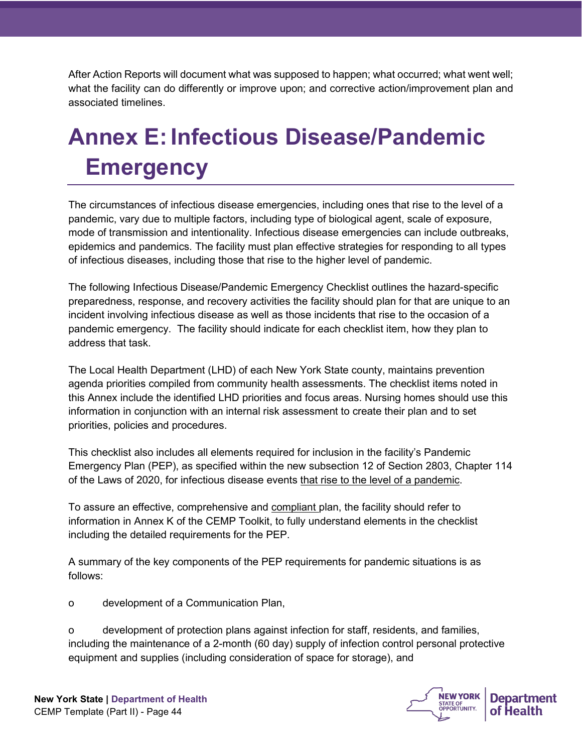After Action Reports will document what was supposed to happen; what occurred; what went well; what the facility can do differently or improve upon; and corrective action/improvement plan and associated timelines.

# Annex E: Infectious Disease/Pandemic Emergency

The circumstances of infectious disease emergencies, including ones that rise to the level of a pandemic, vary due to multiple factors, including type of biological agent, scale of exposure, mode of transmission and intentionality. Infectious disease emergencies can include outbreaks, epidemics and pandemics. The facility must plan effective strategies for responding to all types of infectious diseases, including those that rise to the higher level of pandemic.

The following Infectious Disease/Pandemic Emergency Checklist outlines the hazard-specific preparedness, response, and recovery activities the facility should plan for that are unique to an incident involving infectious disease as well as those incidents that rise to the occasion of a pandemic emergency. The facility should indicate for each checklist item, how they plan to address that task.

The Local Health Department (LHD) of each New York State county, maintains prevention agenda priorities compiled from community health assessments. The checklist items noted in this Annex include the identified LHD priorities and focus areas. Nursing homes should use this information in conjunction with an internal risk assessment to create their plan and to set priorities, policies and procedures.

This checklist also includes all elements required for inclusion in the facility's Pandemic Emergency Plan (PEP), as specified within the new subsection 12 of Section 2803, Chapter 114 of the Laws of 2020, for infectious disease events that rise to the level of a pandemic.

To assure an effective, comprehensive and compliant plan, the facility should refer to information in Annex K of the CEMP Toolkit, to fully understand elements in the checklist including the detailed requirements for the PEP.

A summary of the key components of the PEP requirements for pandemic situations is as follows:

- development of a Communication Plan,

- development of protection plans against infection for staff, residents, and families, including the maintenance of a 2-month (60 day) supply of infection control personal protective equipment and supplies (including consideration of space for storage), and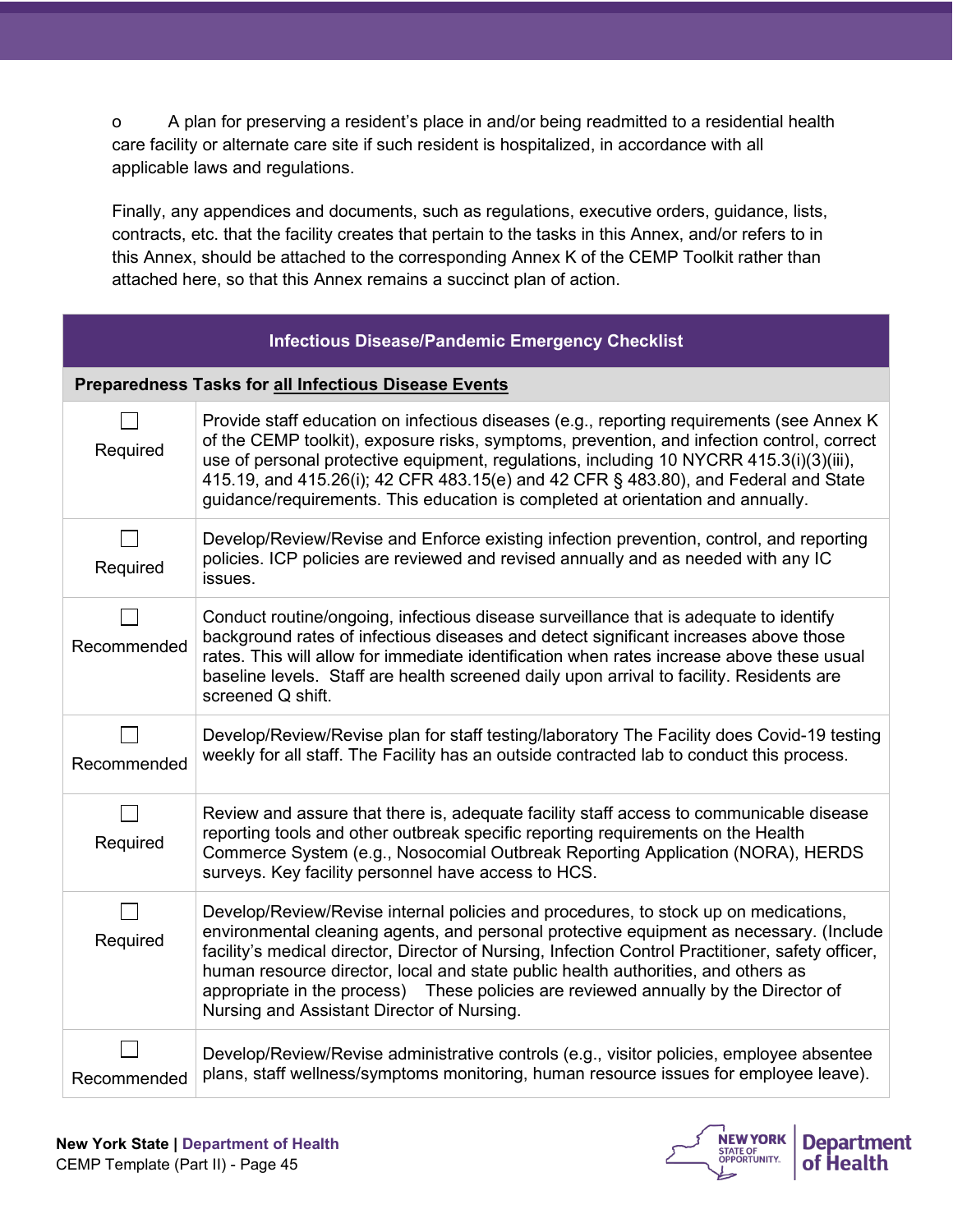- A plan for preserving a resident's place in and/or being readmitted to a residential health care facility or alternate care site if such resident is hospitalized, in accordance with all applicable laws and regulations.

Finally, any appendices and documents, such as regulations, executive orders, guidance, lists, contracts, etc. that the facility creates that pertain to the tasks in this Annex, and/or refers to in this Annex, should be attached to the corresponding Annex K of the CEMP Toolkit rather than attached here, so that this Annex remains a succinct plan of action.

| Infectious Disease/Pandemic Emergency Checklist | |
|---|---|
| **Preparedness Tasks for all Infectious Disease Events** | |
| ☐ Required | Provide staff education on infectious diseases (e.g., reporting requirements (see Annex K of the CEMP toolkit), exposure risks, symptoms, prevention, and infection control, correct use of personal protective equipment, regulations, including 10 NYCRR 415.3(i)(3)(iii), 415.19, and 415.26(i); 42 CFR 483.15(e) and 42 CFR § 483.80), and Federal and State guidance/requirements. This education is completed at orientation and annually. |
| ☐ Required | Develop/Review/Revise and Enforce existing infection prevention, control, and reporting policies. ICP policies are reviewed and revised annually and as needed with any IC issues. |
| ☐ Recommended | Conduct routine/ongoing, infectious disease surveillance that is adequate to identify background rates of infectious diseases and detect significant increases above those rates. This will allow for immediate identification when rates increase above these usual baseline levels. Staff are health screened daily upon arrival to facility. Residents are screened Q shift. |
| ☐ Recommended | Develop/Review/Revise plan for staff testing/laboratory The Facility does Covid-19 testing weekly for all staff. The Facility has an outside contracted lab to conduct this process. |
| ☐ Required | Review and assure that there is, adequate facility staff access to communicable disease reporting tools and other outbreak specific reporting requirements on the Health Commerce System (e.g., Nosocomial Outbreak Reporting Application (NORA), HERDS surveys. Key facility personnel have access to HCS. |
| ☐ Required | Develop/Review/Revise internal policies and procedures, to stock up on medications, environmental cleaning agents, and personal protective equipment as necessary. (Include facility's medical director, Director of Nursing, Infection Control Practitioner, safety officer, human resource director, local and state public health authorities, and others as appropriate in the process) These policies are reviewed annually by the Director of Nursing and Assistant Director of Nursing. |
| ☐ Recommended | Develop/Review/Revise administrative controls (e.g., visitor policies, employee absentee plans, staff wellness/symptoms monitoring, human resource issues for employee leave). |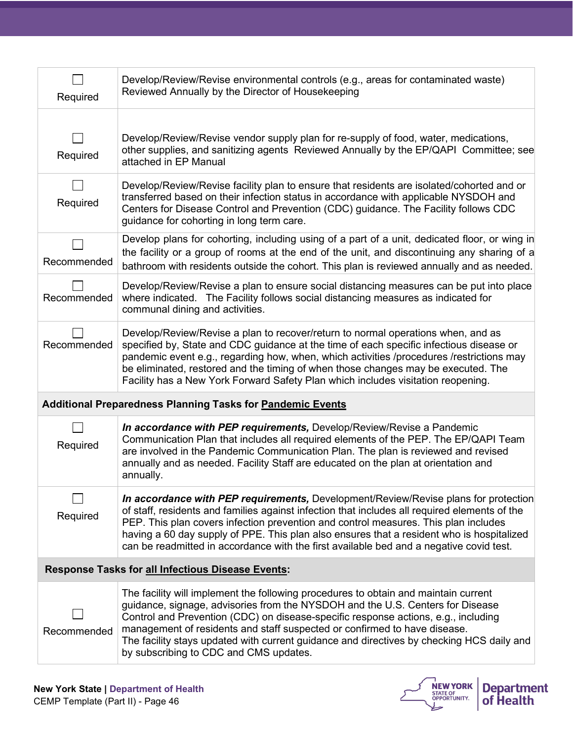| | |
|---|---|
| ☐ Required | Develop/Review/Revise environmental controls (e.g., areas for contaminated waste) Reviewed Annually by the Director of Housekeeping |
| ☐ Required | Develop/Review/Revise vendor supply plan for re-supply of food, water, medications, other supplies, and sanitizing agents  Reviewed Annually by the EP/QAPI  Committee; see attached in EP Manual |
| ☐ Required | Develop/Review/Revise facility plan to ensure that residents are isolated/cohorted and or transferred based on their infection status in accordance with applicable NYSDOH and Centers for Disease Control and Prevention (CDC) guidance. The Facility follows CDC guidance for cohorting in long term care. |
| ☐ Recommended | Develop plans for cohorting, including using of a part of a unit, dedicated floor, or wing in the facility or a group of rooms at the end of the unit, and discontinuing any sharing of a bathroom with residents outside the cohort. This plan is reviewed annually and as needed. |
| ☐ Recommended | Develop/Review/Revise a plan to ensure social distancing measures can be put into place where indicated.   The Facility follows social distancing measures as indicated for communal dining and activities. |
| ☐ Recommended | Develop/Review/Revise a plan to recover/return to normal operations when, and as specified by, State and CDC guidance at the time of each specific infectious disease or pandemic event e.g., regarding how, when, which activities /procedures /restrictions may be eliminated, restored and the timing of when those changes may be executed. The Facility has a New York Forward Safety Plan which includes visitation reopening. |
| **Additional Preparedness Planning Tasks for Pandemic Events** | |
| ☐ Required | ***In accordance with PEP requirements,*** Develop/Review/Revise a Pandemic Communication Plan that includes all required elements of the PEP. The EP/QAPI Team are involved in the Pandemic Communication Plan. The plan is reviewed and revised annually and as needed. Facility Staff are educated on the plan at orientation and annually. |
| ☐ Required | ***In accordance with PEP requirements,*** Development/Review/Revise plans for protection of staff, residents and families against infection that includes all required elements of the PEP. This plan covers infection prevention and control measures. This plan includes having a 60 day supply of PPE. This plan also ensures that a resident who is hospitalized can be readmitted in accordance with the first available bed and a negative covid test. |
| **Response Tasks for all Infectious Disease Events:** | |
| ☐ Recommended | The facility will implement the following procedures to obtain and maintain current guidance, signage, advisories from the NYSDOH and the U.S. Centers for Disease Control and Prevention (CDC) on disease-specific response actions, e.g., including management of residents and staff suspected or confirmed to have disease.<br>The facility stays updated with current guidance and directives by checking HCS daily and by subscribing to CDC and CMS updates. |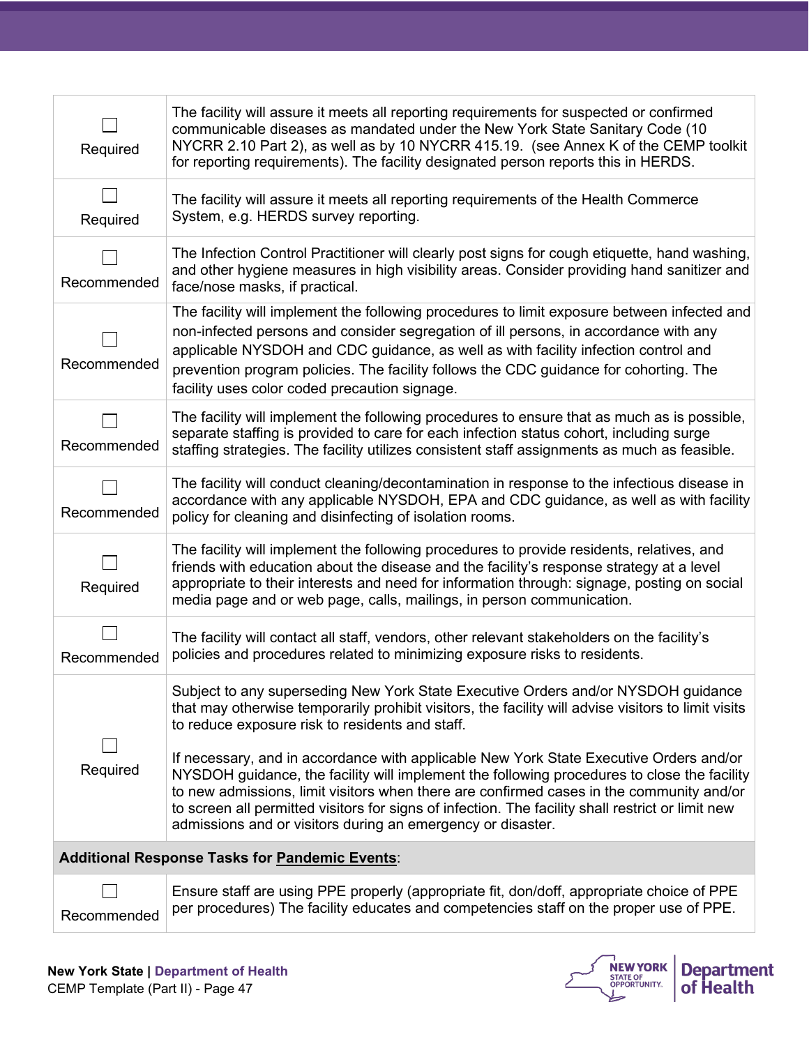| | |
|---|---|
| ☐ Required | The facility will assure it meets all reporting requirements for suspected or confirmed communicable diseases as mandated under the New York State Sanitary Code (10 NYCRR 2.10 Part 2), as well as by 10 NYCRR 415.19. (see Annex K of the CEMP toolkit for reporting requirements). The facility designated person reports this in HERDS. |
| ☐ Required | The facility will assure it meets all reporting requirements of the Health Commerce System, e.g. HERDS survey reporting. |
| ☐ Recommended | The Infection Control Practitioner will clearly post signs for cough etiquette, hand washing, and other hygiene measures in high visibility areas. Consider providing hand sanitizer and face/nose masks, if practical. |
| ☐ Recommended | The facility will implement the following procedures to limit exposure between infected and non-infected persons and consider segregation of ill persons, in accordance with any applicable NYSDOH and CDC guidance, as well as with facility infection control and prevention program policies. The facility follows the CDC guidance for cohorting. The facility uses color coded precaution signage. |
| ☐ Recommended | The facility will implement the following procedures to ensure that as much as is possible, separate staffing is provided to care for each infection status cohort, including surge staffing strategies. The facility utilizes consistent staff assignments as much as feasible. |
| ☐ Recommended | The facility will conduct cleaning/decontamination in response to the infectious disease in accordance with any applicable NYSDOH, EPA and CDC guidance, as well as with facility policy for cleaning and disinfecting of isolation rooms. |
| ☐ Required | The facility will implement the following procedures to provide residents, relatives, and friends with education about the disease and the facility's response strategy at a level appropriate to their interests and need for information through: signage, posting on social media page and or web page, calls, mailings, in person communication. |
| ☐ Recommended | The facility will contact all staff, vendors, other relevant stakeholders on the facility's policies and procedures related to minimizing exposure risks to residents. |
| ☐ Required | Subject to any superseding New York State Executive Orders and/or NYSDOH guidance that may otherwise temporarily prohibit visitors, the facility will advise visitors to limit visits to reduce exposure risk to residents and staff.<br><br>If necessary, and in accordance with applicable New York State Executive Orders and/or NYSDOH guidance, the facility will implement the following procedures to close the facility to new admissions, limit visitors when there are confirmed cases in the community and/or to screen all permitted visitors for signs of infection. The facility shall restrict or limit new admissions and or visitors during an emergency or disaster. |
| **Additional Response Tasks for Pandemic Events:** | |
| ☐ Recommended | Ensure staff are using PPE properly (appropriate fit, don/doff, appropriate choice of PPE per procedures) The facility educates and competencies staff on the proper use of PPE. |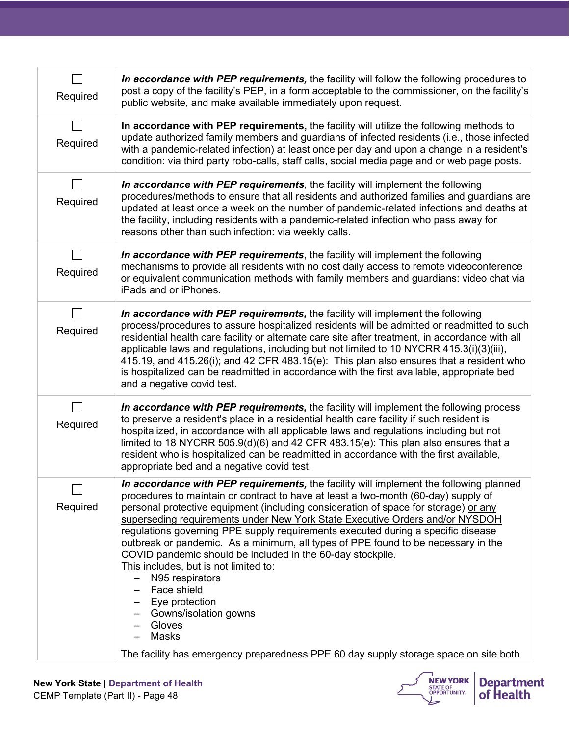| | |
|---|---|
| ☐ Required | ***In accordance with PEP requirements,*** the facility will follow the following procedures to post a copy of the facility's PEP, in a form acceptable to the commissioner, on the facility's public website, and make available immediately upon request. |
| ☐ Required | **In accordance with PEP requirements,** the facility will utilize the following methods to update authorized family members and guardians of infected residents (i.e., those infected with a pandemic-related infection) at least once per day and upon a change in a resident's condition: via third party robo-calls, staff calls, social media page and or web page posts. |
| ☐ Required | ***In accordance with PEP requirements***, the facility will implement the following procedures/methods to ensure that all residents and authorized families and guardians are updated at least once a week on the number of pandemic-related infections and deaths at the facility, including residents with a pandemic-related infection who pass away for reasons other than such infection: via weekly calls. |
| ☐ Required | ***In accordance with PEP requirements***, the facility will implement the following mechanisms to provide all residents with no cost daily access to remote videoconference or equivalent communication methods with family members and guardians: video chat via iPads and or iPhones. |
| ☐ Required | ***In accordance with PEP requirements,*** the facility will implement the following process/procedures to assure hospitalized residents will be admitted or readmitted to such residential health care facility or alternate care site after treatment, in accordance with all applicable laws and regulations, including but not limited to 10 NYCRR 415.3(i)(3)(iii), 415.19, and 415.26(i); and 42 CFR 483.15(e): This plan also ensures that a resident who is hospitalized can be readmitted in accordance with the first available, appropriate bed and a negative covid test. |
| ☐ Required | ***In accordance with PEP requirements,*** the facility will implement the following process to preserve a resident's place in a residential health care facility if such resident is hospitalized, in accordance with all applicable laws and regulations including but not limited to 18 NYCRR 505.9(d)(6) and 42 CFR 483.15(e): This plan also ensures that a resident who is hospitalized can be readmitted in accordance with the first available, appropriate bed and a negative covid test. |
| ☐ Required | ***In accordance with PEP requirements,*** the facility will implement the following planned procedures to maintain or contract to have at least a two-month (60-day) supply of personal protective equipment (including consideration of space for storage) <u>or any superseding requirements under New York State Executive Orders and/or NYSDOH regulations governing PPE supply requirements executed during a specific disease outbreak or pandemic</u>. As a minimum, all types of PPE found to be necessary in the COVID pandemic should be included in the 60-day stockpile.<br>This includes, but is not limited to:<br>– N95 respirators<br>– Face shield<br>– Eye protection<br>– Gowns/isolation gowns<br>– Gloves<br>– Masks<br><br>The facility has emergency preparedness PPE 60 day supply storage space on site both |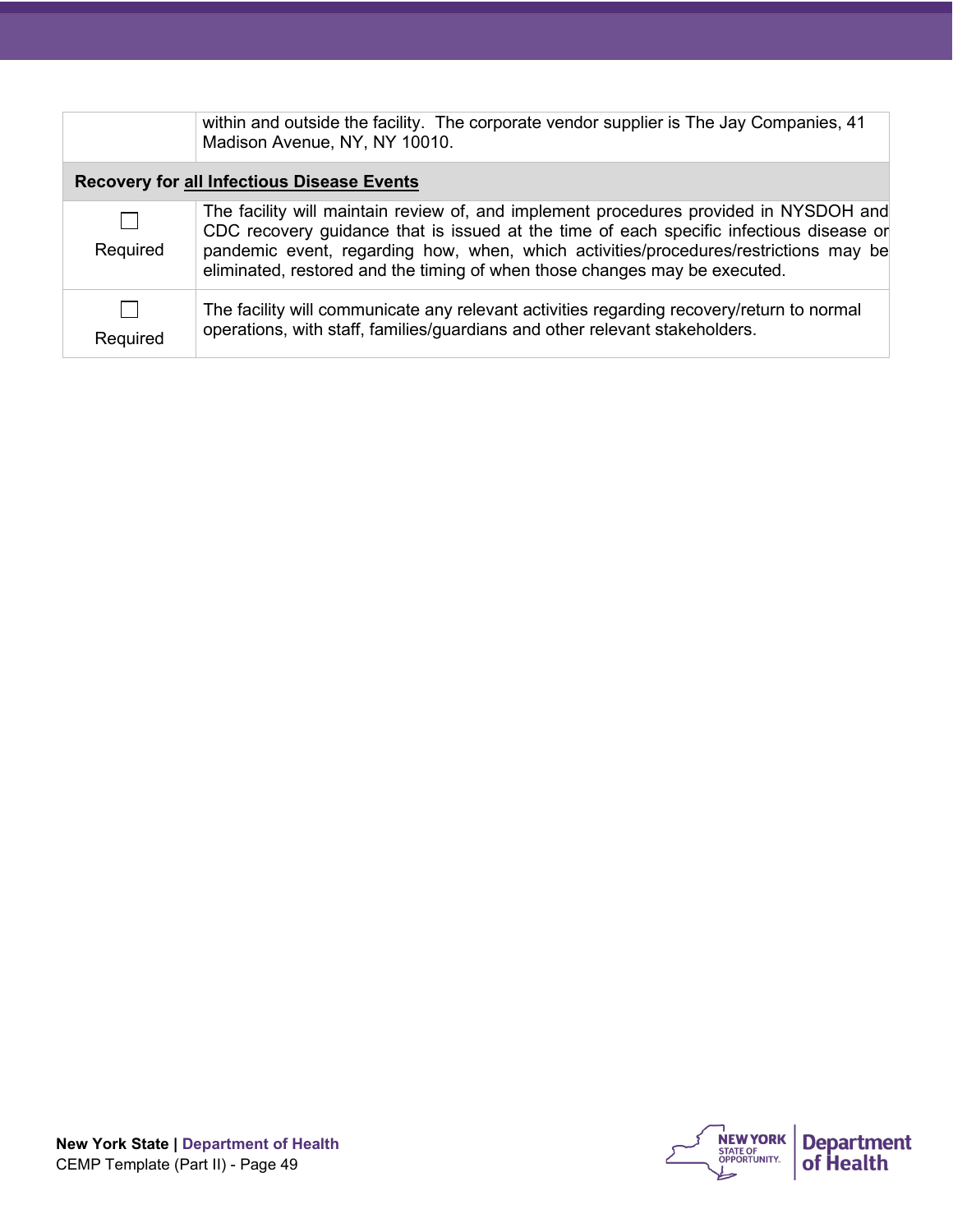| | |
|---|---|
| | within and outside the facility. The corporate vendor supplier is The Jay Companies, 41 Madison Avenue, NY, NY 10010. |
| **Recovery for all Infectious Disease Events** | |
| ☐ Required | The facility will maintain review of, and implement procedures provided in NYSDOH and CDC recovery guidance that is issued at the time of each specific infectious disease or pandemic event, regarding how, when, which activities/procedures/restrictions may be eliminated, restored and the timing of when those changes may be executed. |
| ☐ Required | The facility will communicate any relevant activities regarding recovery/return to normal operations, with staff, families/guardians and other relevant stakeholders. |